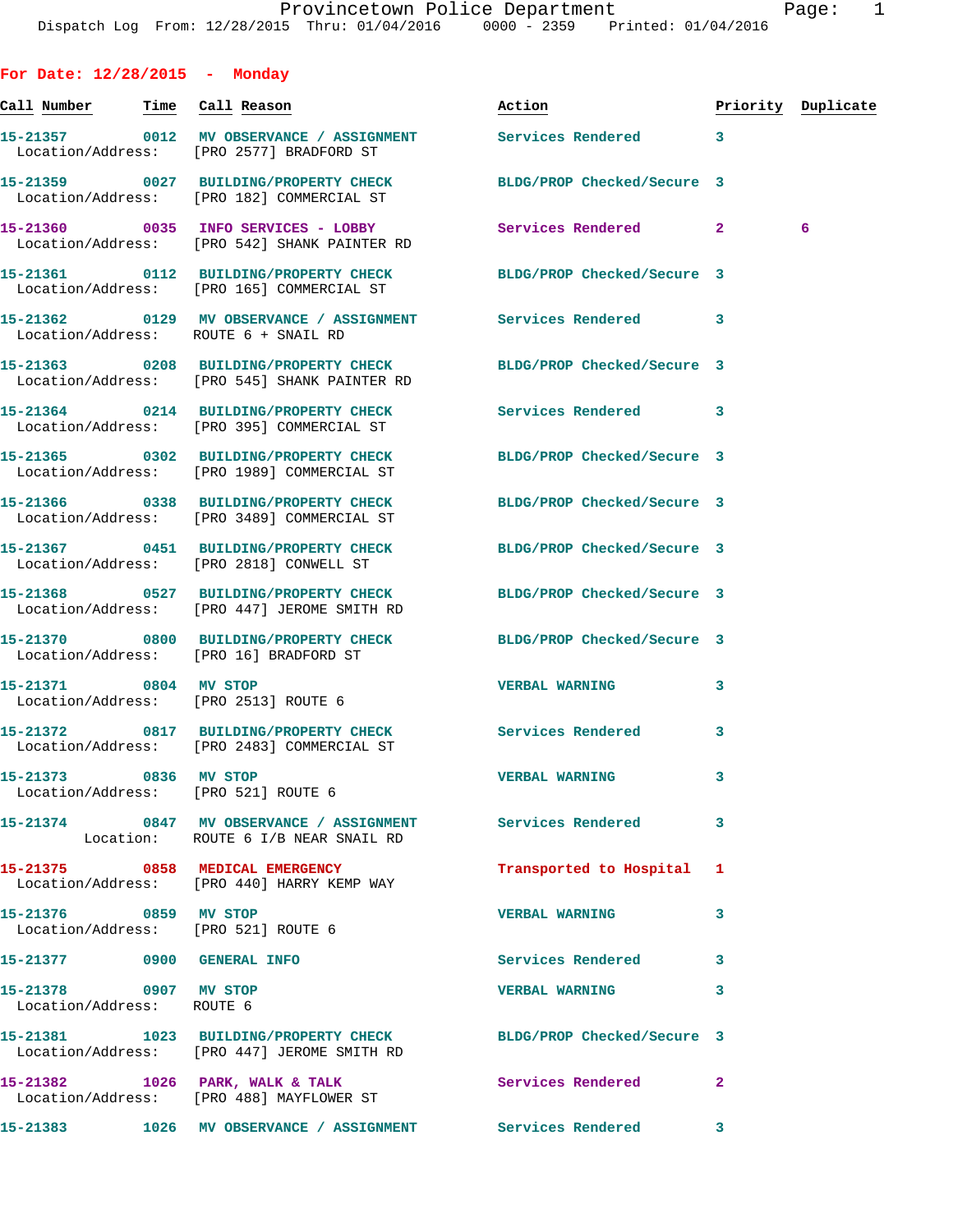Provincetown Police Department
Dispatch Log From: 12/28/2015 Thru: 01/04/2016 0000 - 2359 Printed: 01/04/2016

## For Date: 12/28/2015 - Monday

| Call Number | Time | Call Reason | Action | Priority | Duplicate |
|---|---|---|---|---|---|
| 15-21357 | 0012 | MV OBSERVANCE / ASSIGNMENT | Services Rendered | 3 | |
| Location/Address: | | [PRO 2577] BRADFORD ST | | | |
| 15-21359 | 0027 | BUILDING/PROPERTY CHECK | BLDG/PROP Checked/Secure | 3 | |
| Location/Address: | | [PRO 182] COMMERCIAL ST | | | |
| 15-21360 | 0035 | INFO SERVICES - LOBBY | Services Rendered | 2 | 6 |
| Location/Address: | | [PRO 542] SHANK PAINTER RD | | | |
| 15-21361 | 0112 | BUILDING/PROPERTY CHECK | BLDG/PROP Checked/Secure | 3 | |
| Location/Address: | | [PRO 165] COMMERCIAL ST | | | |
| 15-21362 | 0129 | MV OBSERVANCE / ASSIGNMENT | Services Rendered | 3 | |
| Location/Address: | | ROUTE 6 + SNAIL RD | | | |
| 15-21363 | 0208 | BUILDING/PROPERTY CHECK | BLDG/PROP Checked/Secure | 3 | |
| Location/Address: | | [PRO 545] SHANK PAINTER RD | | | |
| 15-21364 | 0214 | BUILDING/PROPERTY CHECK | Services Rendered | 3 | |
| Location/Address: | | [PRO 395] COMMERCIAL ST | | | |
| 15-21365 | 0302 | BUILDING/PROPERTY CHECK | BLDG/PROP Checked/Secure | 3 | |
| Location/Address: | | [PRO 1989] COMMERCIAL ST | | | |
| 15-21366 | 0338 | BUILDING/PROPERTY CHECK | BLDG/PROP Checked/Secure | 3 | |
| Location/Address: | | [PRO 3489] COMMERCIAL ST | | | |
| 15-21367 | 0451 | BUILDING/PROPERTY CHECK | BLDG/PROP Checked/Secure | 3 | |
| Location/Address: | | [PRO 2818] CONWELL ST | | | |
| 15-21368 | 0527 | BUILDING/PROPERTY CHECK | BLDG/PROP Checked/Secure | 3 | |
| Location/Address: | | [PRO 447] JEROME SMITH RD | | | |
| 15-21370 | 0800 | BUILDING/PROPERTY CHECK | BLDG/PROP Checked/Secure | 3 | |
| Location/Address: | | [PRO 16] BRADFORD ST | | | |
| 15-21371 | 0804 | MV STOP | VERBAL WARNING | 3 | |
| Location/Address: | | [PRO 2513] ROUTE 6 | | | |
| 15-21372 | 0817 | BUILDING/PROPERTY CHECK | Services Rendered | 3 | |
| Location/Address: | | [PRO 2483] COMMERCIAL ST | | | |
| 15-21373 | 0836 | MV STOP | VERBAL WARNING | 3 | |
| Location/Address: | | [PRO 521] ROUTE 6 | | | |
| 15-21374 | 0847 | MV OBSERVANCE / ASSIGNMENT | Services Rendered | 3 | |
| Location: | | ROUTE 6 I/B NEAR SNAIL RD | | | |
| 15-21375 | 0858 | MEDICAL EMERGENCY | Transported to Hospital | 1 | |
| Location/Address: | | [PRO 440] HARRY KEMP WAY | | | |
| 15-21376 | 0859 | MV STOP | VERBAL WARNING | 3 | |
| Location/Address: | | [PRO 521] ROUTE 6 | | | |
| 15-21377 | 0900 | GENERAL INFO | Services Rendered | 3 | |
| 15-21378 | 0907 | MV STOP | VERBAL WARNING | 3 | |
| Location/Address: | | ROUTE 6 | | | |
| 15-21381 | 1023 | BUILDING/PROPERTY CHECK | BLDG/PROP Checked/Secure | 3 | |
| Location/Address: | | [PRO 447] JEROME SMITH RD | | | |
| 15-21382 | 1026 | PARK, WALK & TALK | Services Rendered | 2 | |
| Location/Address: | | [PRO 488] MAYFLOWER ST | | | |
| 15-21383 | 1026 | MV OBSERVANCE / ASSIGNMENT | Services Rendered | 3 | |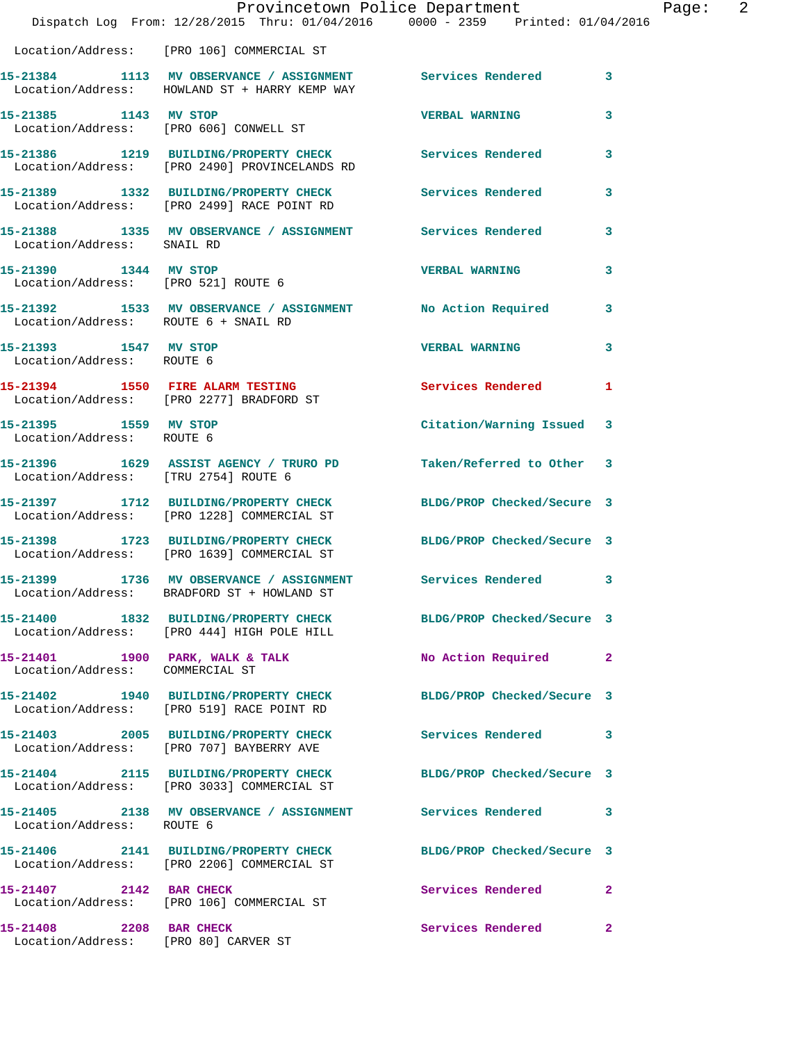Location/Address: [PRO 106] COMMERCIAL ST

| | | | | |
|---|---|---|---|---|
| 15-21384 | 1113 | MV OBSERVANCE / ASSIGNMENT | Services Rendered | 3 |
| Location/Address: | HOWLAND ST + HARRY KEMP WAY | | | |
| 15-21385 | 1143 | MV STOP | VERBAL WARNING | 3 |
| Location/Address: | [PRO 606] CONWELL ST | | | |
| 15-21386 | 1219 | BUILDING/PROPERTY CHECK | Services Rendered | 3 |
| Location/Address: | [PRO 2490] PROVINCELANDS RD | | | |
| 15-21389 | 1332 | BUILDING/PROPERTY CHECK | Services Rendered | 3 |
| Location/Address: | [PRO 2499] RACE POINT RD | | | |
| 15-21388 | 1335 | MV OBSERVANCE / ASSIGNMENT | Services Rendered | 3 |
| Location/Address: | SNAIL RD | | | |
| 15-21390 | 1344 | MV STOP | VERBAL WARNING | 3 |
| Location/Address: | [PRO 521] ROUTE 6 | | | |
| 15-21392 | 1533 | MV OBSERVANCE / ASSIGNMENT | No Action Required | 3 |
| Location/Address: | ROUTE 6 + SNAIL RD | | | |
| 15-21393 | 1547 | MV STOP | VERBAL WARNING | 3 |
| Location/Address: | ROUTE 6 | | | |
| 15-21394 | 1550 | FIRE ALARM TESTING | Services Rendered | 1 |
| Location/Address: | [PRO 2277] BRADFORD ST | | | |
| 15-21395 | 1559 | MV STOP | Citation/Warning Issued | 3 |
| Location/Address: | ROUTE 6 | | | |
| 15-21396 | 1629 | ASSIST AGENCY / TRURO PD | Taken/Referred to Other | 3 |
| Location/Address: | [TRU 2754] ROUTE 6 | | | |
| 15-21397 | 1712 | BUILDING/PROPERTY CHECK | BLDG/PROP Checked/Secure | 3 |
| Location/Address: | [PRO 1228] COMMERCIAL ST | | | |
| 15-21398 | 1723 | BUILDING/PROPERTY CHECK | BLDG/PROP Checked/Secure | 3 |
| Location/Address: | [PRO 1639] COMMERCIAL ST | | | |
| 15-21399 | 1736 | MV OBSERVANCE / ASSIGNMENT | Services Rendered | 3 |
| Location/Address: | BRADFORD ST + HOWLAND ST | | | |
| 15-21400 | 1832 | BUILDING/PROPERTY CHECK | BLDG/PROP Checked/Secure | 3 |
| Location/Address: | [PRO 444] HIGH POLE HILL | | | |
| 15-21401 | 1900 | PARK, WALK & TALK | No Action Required | 2 |
| Location/Address: | COMMERCIAL ST | | | |
| 15-21402 | 1940 | BUILDING/PROPERTY CHECK | BLDG/PROP Checked/Secure | 3 |
| Location/Address: | [PRO 519] RACE POINT RD | | | |
| 15-21403 | 2005 | BUILDING/PROPERTY CHECK | Services Rendered | 3 |
| Location/Address: | [PRO 707] BAYBERRY AVE | | | |
| 15-21404 | 2115 | BUILDING/PROPERTY CHECK | BLDG/PROP Checked/Secure | 3 |
| Location/Address: | [PRO 3033] COMMERCIAL ST | | | |
| 15-21405 | 2138 | MV OBSERVANCE / ASSIGNMENT | Services Rendered | 3 |
| Location/Address: | ROUTE 6 | | | |
| 15-21406 | 2141 | BUILDING/PROPERTY CHECK | BLDG/PROP Checked/Secure | 3 |
| Location/Address: | [PRO 2206] COMMERCIAL ST | | | |
| 15-21407 | 2142 | BAR CHECK | Services Rendered | 2 |
| Location/Address: | [PRO 106] COMMERCIAL ST | | | |
| 15-21408 | 2208 | BAR CHECK | Services Rendered | 2 |
| Location/Address: | [PRO 80] CARVER ST | | | |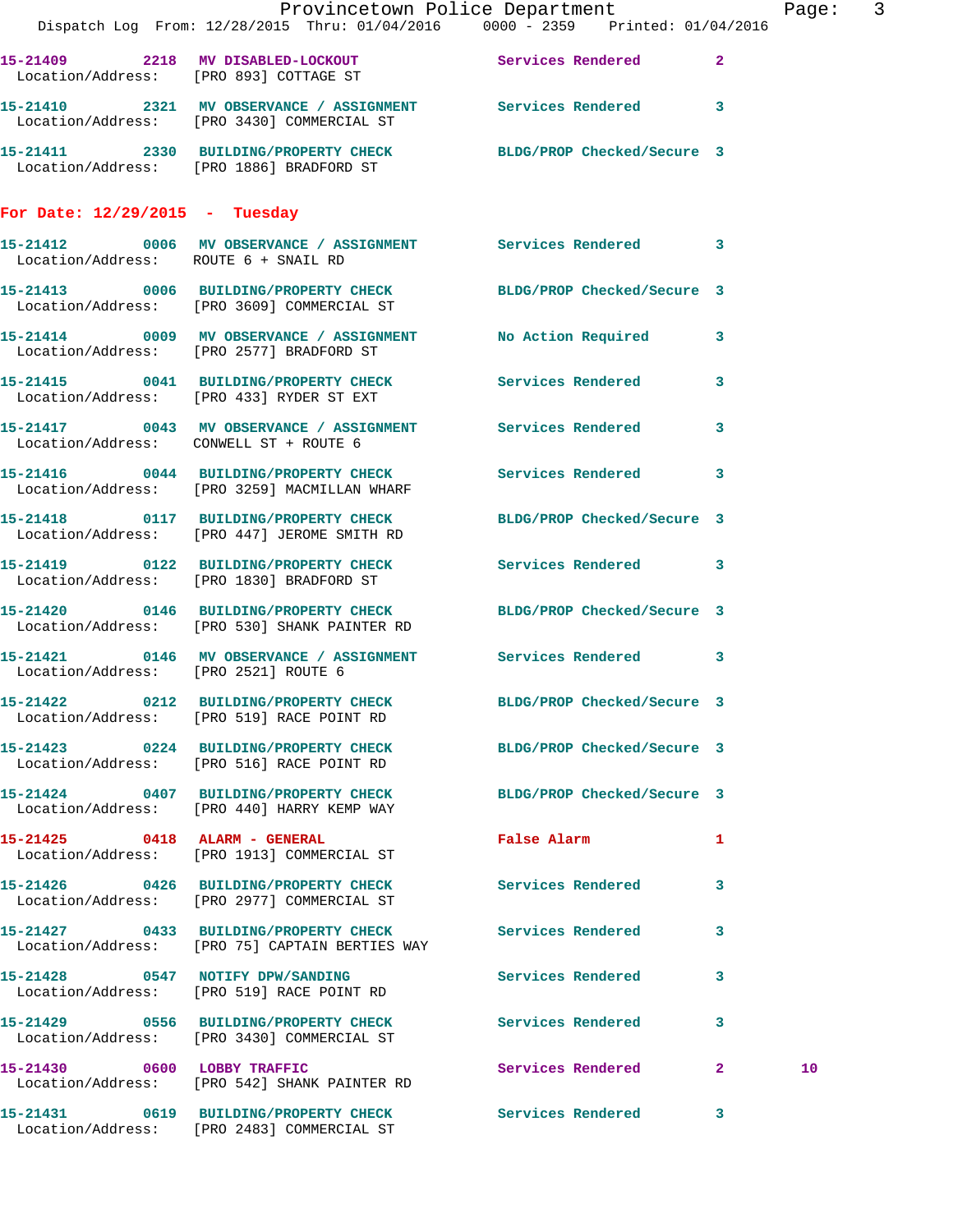15-21409 2218 MV DISABLED-LOCKOUT Services Rendered 2
Location/Address: [PRO 893] COTTAGE ST

15-21410 2321 MV OBSERVANCE / ASSIGNMENT Services Rendered 3
Location/Address: [PRO 3430] COMMERCIAL ST

15-21411 2330 BUILDING/PROPERTY CHECK BLDG/PROP Checked/Secure 3
Location/Address: [PRO 1886] BRADFORD ST

**For Date: 12/29/2015 - Tuesday**

15-21412 0006 MV OBSERVANCE / ASSIGNMENT Services Rendered 3
Location/Address: ROUTE 6 + SNAIL RD

15-21413 0006 BUILDING/PROPERTY CHECK BLDG/PROP Checked/Secure 3
Location/Address: [PRO 3609] COMMERCIAL ST

15-21414 0009 MV OBSERVANCE / ASSIGNMENT No Action Required 3
Location/Address: [PRO 2577] BRADFORD ST

15-21415 0041 BUILDING/PROPERTY CHECK Services Rendered 3
Location/Address: [PRO 433] RYDER ST EXT

15-21417 0043 MV OBSERVANCE / ASSIGNMENT Services Rendered 3
Location/Address: CONWELL ST + ROUTE 6

15-21416 0044 BUILDING/PROPERTY CHECK Services Rendered 3
Location/Address: [PRO 3259] MACMILLAN WHARF

15-21418 0117 BUILDING/PROPERTY CHECK BLDG/PROP Checked/Secure 3
Location/Address: [PRO 447] JEROME SMITH RD

15-21419 0122 BUILDING/PROPERTY CHECK Services Rendered 3
Location/Address: [PRO 1830] BRADFORD ST

15-21420 0146 BUILDING/PROPERTY CHECK BLDG/PROP Checked/Secure 3
Location/Address: [PRO 530] SHANK PAINTER RD

15-21421 0146 MV OBSERVANCE / ASSIGNMENT Services Rendered 3
Location/Address: [PRO 2521] ROUTE 6

15-21422 0212 BUILDING/PROPERTY CHECK BLDG/PROP Checked/Secure 3
Location/Address: [PRO 519] RACE POINT RD

15-21423 0224 BUILDING/PROPERTY CHECK BLDG/PROP Checked/Secure 3
Location/Address: [PRO 516] RACE POINT RD

15-21424 0407 BUILDING/PROPERTY CHECK BLDG/PROP Checked/Secure 3
Location/Address: [PRO 440] HARRY KEMP WAY

15-21425 0418 ALARM - GENERAL False Alarm 1
Location/Address: [PRO 1913] COMMERCIAL ST

15-21426 0426 BUILDING/PROPERTY CHECK Services Rendered 3
Location/Address: [PRO 2977] COMMERCIAL ST

15-21427 0433 BUILDING/PROPERTY CHECK Services Rendered 3
Location/Address: [PRO 75] CAPTAIN BERTIES WAY

15-21428 0547 NOTIFY DPW/SANDING Services Rendered 3
Location/Address: [PRO 519] RACE POINT RD

15-21429 0556 BUILDING/PROPERTY CHECK Services Rendered 3
Location/Address: [PRO 3430] COMMERCIAL ST

15-21430 0600 LOBBY TRAFFIC Services Rendered 2 10
Location/Address: [PRO 542] SHANK PAINTER RD

15-21431 0619 BUILDING/PROPERTY CHECK Services Rendered 3
Location/Address: [PRO 2483] COMMERCIAL ST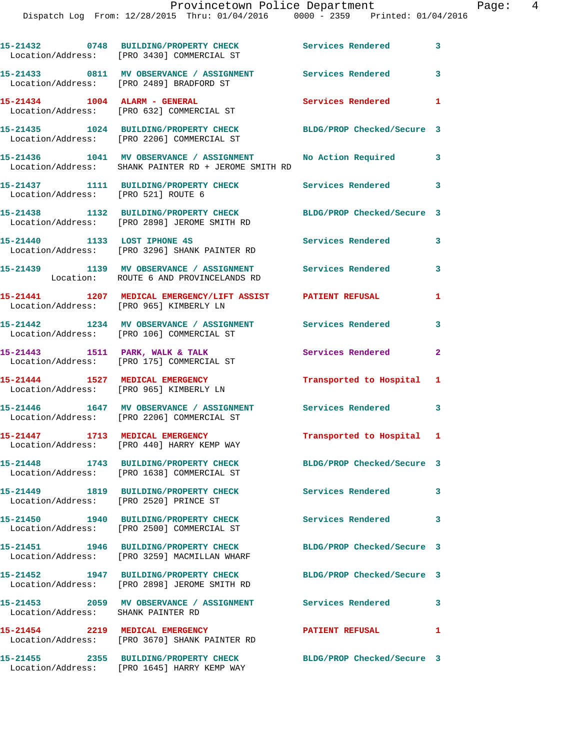15-21432 0748 BUILDING/PROPERTY CHECK Services Rendered 3
Location/Address: [PRO 3430] COMMERCIAL ST

15-21433 0811 MV OBSERVANCE / ASSIGNMENT Services Rendered 3
Location/Address: [PRO 2489] BRADFORD ST

15-21434 1004 ALARM - GENERAL Services Rendered 1
Location/Address: [PRO 632] COMMERCIAL ST

15-21435 1024 BUILDING/PROPERTY CHECK BLDG/PROP Checked/Secure 3
Location/Address: [PRO 2206] COMMERCIAL ST

15-21436 1041 MV OBSERVANCE / ASSIGNMENT No Action Required 3
Location/Address: SHANK PAINTER RD + JEROME SMITH RD

15-21437 1111 BUILDING/PROPERTY CHECK Services Rendered 3
Location/Address: [PRO 521] ROUTE 6

15-21438 1132 BUILDING/PROPERTY CHECK BLDG/PROP Checked/Secure 3
Location/Address: [PRO 2898] JEROME SMITH RD

15-21440 1133 LOST IPHONE 4S Services Rendered 3
Location/Address: [PRO 3296] SHANK PAINTER RD

15-21439 1139 MV OBSERVANCE / ASSIGNMENT Services Rendered 3
Location: ROUTE 6 AND PROVINCELANDS RD

15-21441 1207 MEDICAL EMERGENCY/LIFT ASSIST PATIENT REFUSAL 1
Location/Address: [PRO 965] KIMBERLY LN

15-21442 1234 MV OBSERVANCE / ASSIGNMENT Services Rendered 3
Location/Address: [PRO 106] COMMERCIAL ST

15-21443 1511 PARK, WALK & TALK Services Rendered 2
Location/Address: [PRO 175] COMMERCIAL ST

15-21444 1527 MEDICAL EMERGENCY Transported to Hospital 1
Location/Address: [PRO 965] KIMBERLY LN

15-21446 1647 MV OBSERVANCE / ASSIGNMENT Services Rendered 3
Location/Address: [PRO 2206] COMMERCIAL ST

15-21447 1713 MEDICAL EMERGENCY Transported to Hospital 1
Location/Address: [PRO 440] HARRY KEMP WAY

15-21448 1743 BUILDING/PROPERTY CHECK BLDG/PROP Checked/Secure 3
Location/Address: [PRO 1638] COMMERCIAL ST

15-21449 1819 BUILDING/PROPERTY CHECK Services Rendered 3
Location/Address: [PRO 2520] PRINCE ST

15-21450 1940 BUILDING/PROPERTY CHECK Services Rendered 3
Location/Address: [PRO 2500] COMMERCIAL ST

15-21451 1946 BUILDING/PROPERTY CHECK BLDG/PROP Checked/Secure 3
Location/Address: [PRO 3259] MACMILLAN WHARF

15-21452 1947 BUILDING/PROPERTY CHECK BLDG/PROP Checked/Secure 3
Location/Address: [PRO 2898] JEROME SMITH RD

15-21453 2059 MV OBSERVANCE / ASSIGNMENT Services Rendered 3
Location/Address: SHANK PAINTER RD

15-21454 2219 MEDICAL EMERGENCY PATIENT REFUSAL 1
Location/Address: [PRO 3670] SHANK PAINTER RD

15-21455 2355 BUILDING/PROPERTY CHECK BLDG/PROP Checked/Secure 3
Location/Address: [PRO 1645] HARRY KEMP WAY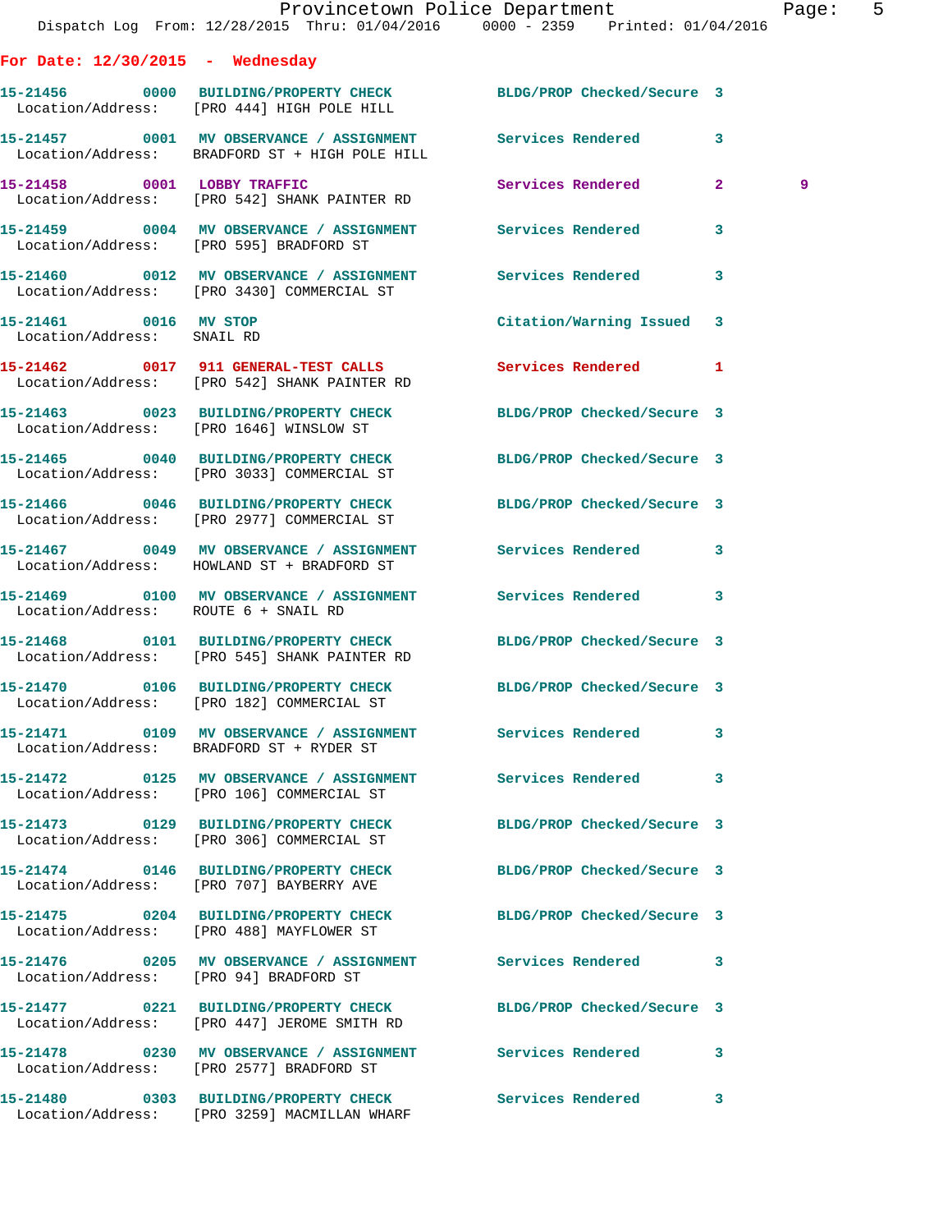**For Date: 12/30/2015 - Wednesday**

| | | | | | |
|---|---|---|---|---|---|
| 15-21456 | 0000 | BUILDING/PROPERTY CHECK | BLDG/PROP Checked/Secure | 3 | |
| Location/Address: | | [PRO 444] HIGH POLE HILL | | | |
| 15-21457 | 0001 | MV OBSERVANCE / ASSIGNMENT | Services Rendered | 3 | |
| Location/Address: | | BRADFORD ST + HIGH POLE HILL | | | |
| 15-21458 | 0001 | LOBBY TRAFFIC | Services Rendered | 2 | 9 |
| Location/Address: | | [PRO 542] SHANK PAINTER RD | | | |
| 15-21459 | 0004 | MV OBSERVANCE / ASSIGNMENT | Services Rendered | 3 | |
| Location/Address: | | [PRO 595] BRADFORD ST | | | |
| 15-21460 | 0012 | MV OBSERVANCE / ASSIGNMENT | Services Rendered | 3 | |
| Location/Address: | | [PRO 3430] COMMERCIAL ST | | | |
| 15-21461 | 0016 | MV STOP | Citation/Warning Issued | 3 | |
| Location/Address: | | SNAIL RD | | | |
| 15-21462 | 0017 | 911 GENERAL-TEST CALLS | Services Rendered | 1 | |
| Location/Address: | | [PRO 542] SHANK PAINTER RD | | | |
| 15-21463 | 0023 | BUILDING/PROPERTY CHECK | BLDG/PROP Checked/Secure | 3 | |
| Location/Address: | | [PRO 1646] WINSLOW ST | | | |
| 15-21465 | 0040 | BUILDING/PROPERTY CHECK | BLDG/PROP Checked/Secure | 3 | |
| Location/Address: | | [PRO 3033] COMMERCIAL ST | | | |
| 15-21466 | 0046 | BUILDING/PROPERTY CHECK | BLDG/PROP Checked/Secure | 3 | |
| Location/Address: | | [PRO 2977] COMMERCIAL ST | | | |
| 15-21467 | 0049 | MV OBSERVANCE / ASSIGNMENT | Services Rendered | 3 | |
| Location/Address: | | HOWLAND ST + BRADFORD ST | | | |
| 15-21469 | 0100 | MV OBSERVANCE / ASSIGNMENT | Services Rendered | 3 | |
| Location/Address: | | ROUTE 6 + SNAIL RD | | | |
| 15-21468 | 0101 | BUILDING/PROPERTY CHECK | BLDG/PROP Checked/Secure | 3 | |
| Location/Address: | | [PRO 545] SHANK PAINTER RD | | | |
| 15-21470 | 0106 | BUILDING/PROPERTY CHECK | BLDG/PROP Checked/Secure | 3 | |
| Location/Address: | | [PRO 182] COMMERCIAL ST | | | |
| 15-21471 | 0109 | MV OBSERVANCE / ASSIGNMENT | Services Rendered | 3 | |
| Location/Address: | | BRADFORD ST + RYDER ST | | | |
| 15-21472 | 0125 | MV OBSERVANCE / ASSIGNMENT | Services Rendered | 3 | |
| Location/Address: | | [PRO 106] COMMERCIAL ST | | | |
| 15-21473 | 0129 | BUILDING/PROPERTY CHECK | BLDG/PROP Checked/Secure | 3 | |
| Location/Address: | | [PRO 306] COMMERCIAL ST | | | |
| 15-21474 | 0146 | BUILDING/PROPERTY CHECK | BLDG/PROP Checked/Secure | 3 | |
| Location/Address: | | [PRO 707] BAYBERRY AVE | | | |
| 15-21475 | 0204 | BUILDING/PROPERTY CHECK | BLDG/PROP Checked/Secure | 3 | |
| Location/Address: | | [PRO 488] MAYFLOWER ST | | | |
| 15-21476 | 0205 | MV OBSERVANCE / ASSIGNMENT | Services Rendered | 3 | |
| Location/Address: | | [PRO 94] BRADFORD ST | | | |
| 15-21477 | 0221 | BUILDING/PROPERTY CHECK | BLDG/PROP Checked/Secure | 3 | |
| Location/Address: | | [PRO 447] JEROME SMITH RD | | | |
| 15-21478 | 0230 | MV OBSERVANCE / ASSIGNMENT | Services Rendered | 3 | |
| Location/Address: | | [PRO 2577] BRADFORD ST | | | |
| 15-21480 | 0303 | BUILDING/PROPERTY CHECK | Services Rendered | 3 | |
| Location/Address: | | [PRO 3259] MACMILLAN WHARF | | | |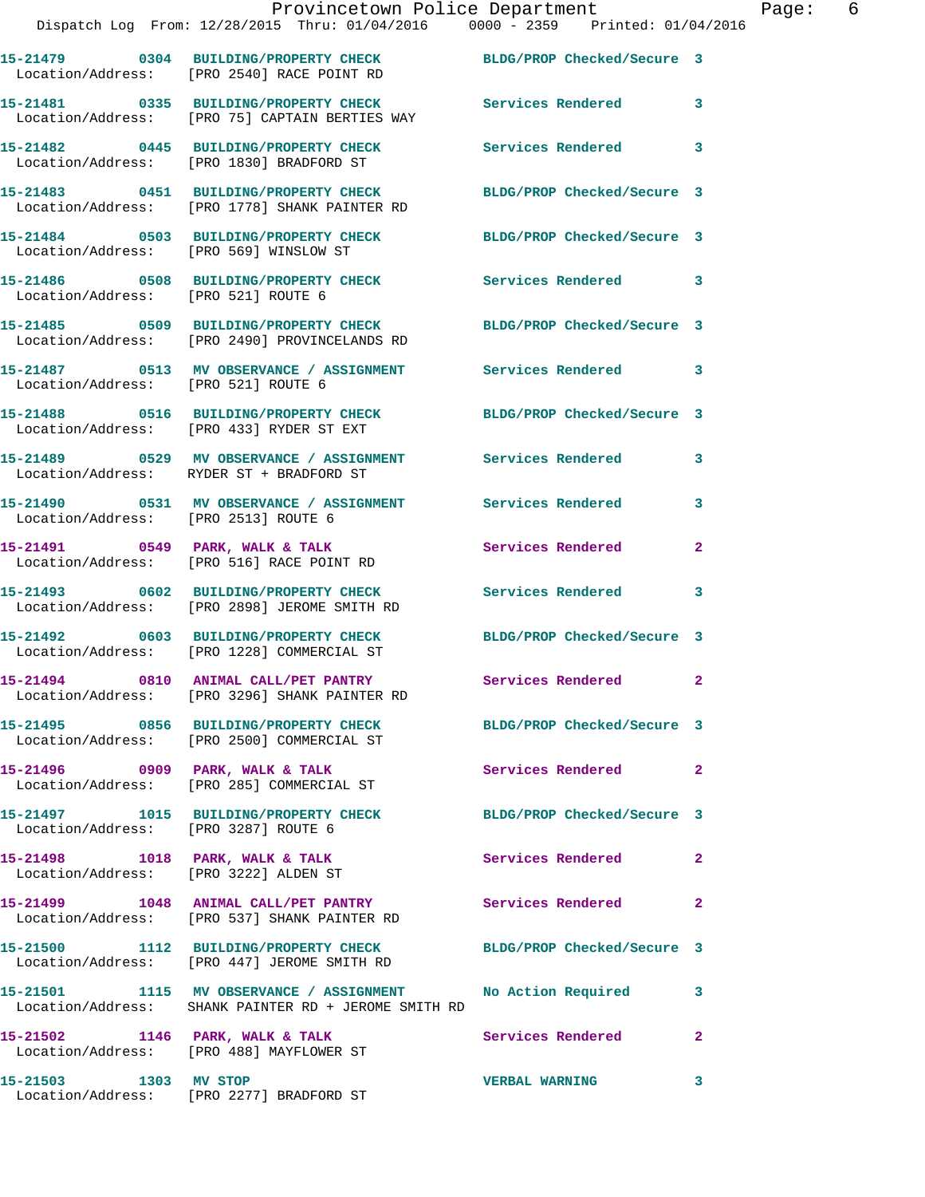15-21479 0304 BUILDING/PROPERTY CHECK BLDG/PROP Checked/Secure 3
Location/Address: [PRO 2540] RACE POINT RD

15-21481 0335 BUILDING/PROPERTY CHECK Services Rendered 3
Location/Address: [PRO 75] CAPTAIN BERTIES WAY

15-21482 0445 BUILDING/PROPERTY CHECK Services Rendered 3
Location/Address: [PRO 1830] BRADFORD ST

15-21483 0451 BUILDING/PROPERTY CHECK BLDG/PROP Checked/Secure 3
Location/Address: [PRO 1778] SHANK PAINTER RD

15-21484 0503 BUILDING/PROPERTY CHECK BLDG/PROP Checked/Secure 3
Location/Address: [PRO 569] WINSLOW ST

15-21486 0508 BUILDING/PROPERTY CHECK Services Rendered 3
Location/Address: [PRO 521] ROUTE 6

15-21485 0509 BUILDING/PROPERTY CHECK BLDG/PROP Checked/Secure 3
Location/Address: [PRO 2490] PROVINCELANDS RD

15-21487 0513 MV OBSERVANCE / ASSIGNMENT Services Rendered 3
Location/Address: [PRO 521] ROUTE 6

15-21488 0516 BUILDING/PROPERTY CHECK BLDG/PROP Checked/Secure 3
Location/Address: [PRO 433] RYDER ST EXT

15-21489 0529 MV OBSERVANCE / ASSIGNMENT Services Rendered 3
Location/Address: RYDER ST + BRADFORD ST

15-21490 0531 MV OBSERVANCE / ASSIGNMENT Services Rendered 3
Location/Address: [PRO 2513] ROUTE 6

15-21491 0549 PARK, WALK & TALK Services Rendered 2
Location/Address: [PRO 516] RACE POINT RD

15-21493 0602 BUILDING/PROPERTY CHECK Services Rendered 3
Location/Address: [PRO 2898] JEROME SMITH RD

15-21492 0603 BUILDING/PROPERTY CHECK BLDG/PROP Checked/Secure 3
Location/Address: [PRO 1228] COMMERCIAL ST

15-21494 0810 ANIMAL CALL/PET PANTRY Services Rendered 2
Location/Address: [PRO 3296] SHANK PAINTER RD

15-21495 0856 BUILDING/PROPERTY CHECK BLDG/PROP Checked/Secure 3
Location/Address: [PRO 2500] COMMERCIAL ST

15-21496 0909 PARK, WALK & TALK Services Rendered 2
Location/Address: [PRO 285] COMMERCIAL ST

15-21497 1015 BUILDING/PROPERTY CHECK BLDG/PROP Checked/Secure 3
Location/Address: [PRO 3287] ROUTE 6

15-21498 1018 PARK, WALK & TALK Services Rendered 2
Location/Address: [PRO 3222] ALDEN ST

15-21499 1048 ANIMAL CALL/PET PANTRY Services Rendered 2
Location/Address: [PRO 537] SHANK PAINTER RD

15-21500 1112 BUILDING/PROPERTY CHECK BLDG/PROP Checked/Secure 3
Location/Address: [PRO 447] JEROME SMITH RD

15-21501 1115 MV OBSERVANCE / ASSIGNMENT No Action Required 3
Location/Address: SHANK PAINTER RD + JEROME SMITH RD

15-21502 1146 PARK, WALK & TALK Services Rendered 2
Location/Address: [PRO 488] MAYFLOWER ST

15-21503 1303 MV STOP VERBAL WARNING 3
Location/Address: [PRO 2277] BRADFORD ST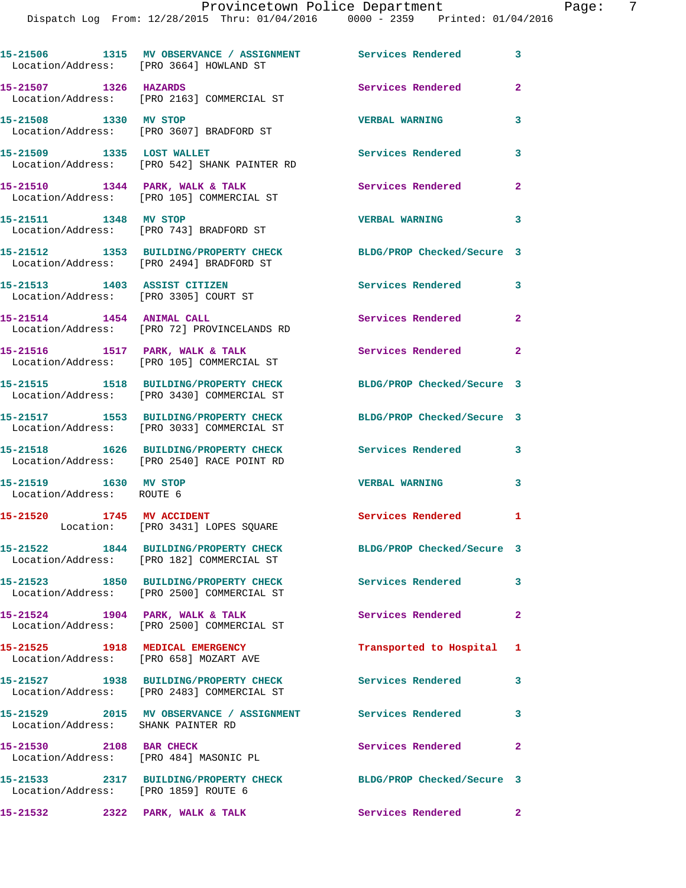15-21506 1315 MV OBSERVANCE / ASSIGNMENT Services Rendered 3
Location/Address: [PRO 3664] HOWLAND ST

15-21507 1326 HAZARDS Services Rendered 2
Location/Address: [PRO 2163] COMMERCIAL ST

15-21508 1330 MV STOP VERBAL WARNING 3
Location/Address: [PRO 3607] BRADFORD ST

15-21509 1335 LOST WALLET Services Rendered 3
Location/Address: [PRO 542] SHANK PAINTER RD

15-21510 1344 PARK, WALK & TALK Services Rendered 2
Location/Address: [PRO 105] COMMERCIAL ST

15-21511 1348 MV STOP VERBAL WARNING 3
Location/Address: [PRO 743] BRADFORD ST

15-21512 1353 BUILDING/PROPERTY CHECK BLDG/PROP Checked/Secure 3
Location/Address: [PRO 2494] BRADFORD ST

15-21513 1403 ASSIST CITIZEN Services Rendered 3
Location/Address: [PRO 3305] COURT ST

15-21514 1454 ANIMAL CALL Services Rendered 2
Location/Address: [PRO 72] PROVINCELANDS RD

15-21516 1517 PARK, WALK & TALK Services Rendered 2
Location/Address: [PRO 105] COMMERCIAL ST

15-21515 1518 BUILDING/PROPERTY CHECK BLDG/PROP Checked/Secure 3
Location/Address: [PRO 3430] COMMERCIAL ST

15-21517 1553 BUILDING/PROPERTY CHECK BLDG/PROP Checked/Secure 3
Location/Address: [PRO 3033] COMMERCIAL ST

15-21518 1626 BUILDING/PROPERTY CHECK Services Rendered 3
Location/Address: [PRO 2540] RACE POINT RD

15-21519 1630 MV STOP VERBAL WARNING 3
Location/Address: ROUTE 6

15-21520 1745 MV ACCIDENT Services Rendered 1
Location: [PRO 3431] LOPES SQUARE

15-21522 1844 BUILDING/PROPERTY CHECK BLDG/PROP Checked/Secure 3
Location/Address: [PRO 182] COMMERCIAL ST

15-21523 1850 BUILDING/PROPERTY CHECK Services Rendered 3
Location/Address: [PRO 2500] COMMERCIAL ST

15-21524 1904 PARK, WALK & TALK Services Rendered 2
Location/Address: [PRO 2500] COMMERCIAL ST

15-21525 1918 MEDICAL EMERGENCY Transported to Hospital 1
Location/Address: [PRO 658] MOZART AVE

15-21527 1938 BUILDING/PROPERTY CHECK Services Rendered 3
Location/Address: [PRO 2483] COMMERCIAL ST

15-21529 2015 MV OBSERVANCE / ASSIGNMENT Services Rendered 3
Location/Address: SHANK PAINTER RD

15-21530 2108 BAR CHECK Services Rendered 2
Location/Address: [PRO 484] MASONIC PL

15-21533 2317 BUILDING/PROPERTY CHECK BLDG/PROP Checked/Secure 3
Location/Address: [PRO 1859] ROUTE 6

15-21532 2322 PARK, WALK & TALK Services Rendered 2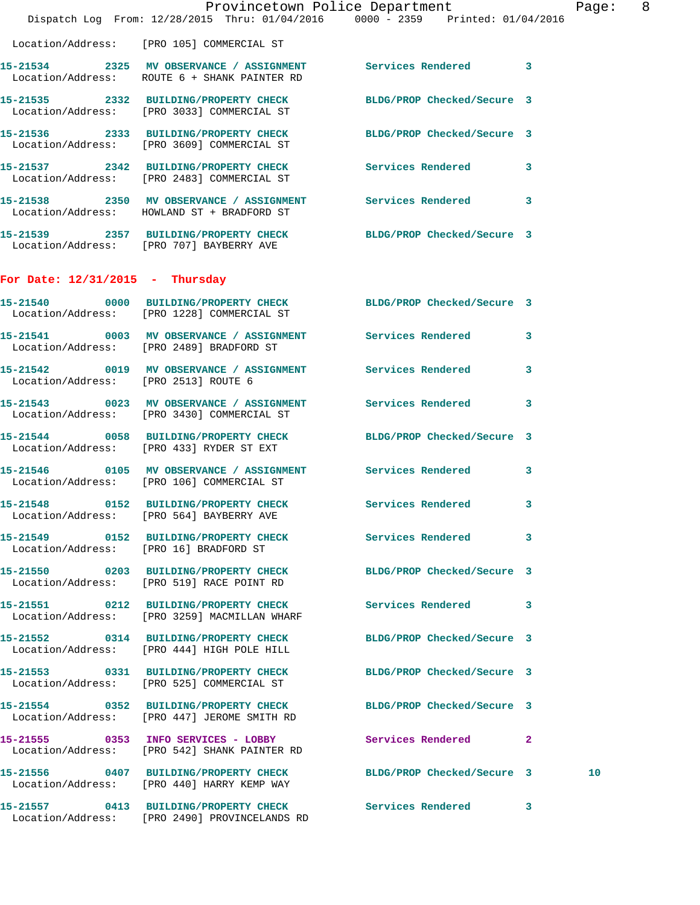Location/Address: [PRO 105] COMMERCIAL ST

**15-21534** 2325 **MV OBSERVANCE / ASSIGNMENT** Services Rendered 3
Location/Address: ROUTE 6 + SHANK PAINTER RD

**15-21535** 2332 **BUILDING/PROPERTY CHECK** BLDG/PROP Checked/Secure 3
Location/Address: [PRO 3033] COMMERCIAL ST

**15-21536** 2333 **BUILDING/PROPERTY CHECK** BLDG/PROP Checked/Secure 3
Location/Address: [PRO 3609] COMMERCIAL ST

**15-21537** 2342 **BUILDING/PROPERTY CHECK** Services Rendered 3
Location/Address: [PRO 2483] COMMERCIAL ST

**15-21538** 2350 **MV OBSERVANCE / ASSIGNMENT** Services Rendered 3
Location/Address: HOWLAND ST + BRADFORD ST

**15-21539** 2357 **BUILDING/PROPERTY CHECK** BLDG/PROP Checked/Secure 3
Location/Address: [PRO 707] BAYBERRY AVE

## For Date: 12/31/2015 - Thursday

**15-21540** 0000 **BUILDING/PROPERTY CHECK** BLDG/PROP Checked/Secure 3
Location/Address: [PRO 1228] COMMERCIAL ST

**15-21541** 0003 **MV OBSERVANCE / ASSIGNMENT** Services Rendered 3
Location/Address: [PRO 2489] BRADFORD ST

**15-21542** 0019 **MV OBSERVANCE / ASSIGNMENT** Services Rendered 3
Location/Address: [PRO 2513] ROUTE 6

**15-21543** 0023 **MV OBSERVANCE / ASSIGNMENT** Services Rendered 3
Location/Address: [PRO 3430] COMMERCIAL ST

**15-21544** 0058 **BUILDING/PROPERTY CHECK** BLDG/PROP Checked/Secure 3
Location/Address: [PRO 433] RYDER ST EXT

**15-21546** 0105 **MV OBSERVANCE / ASSIGNMENT** Services Rendered 3
Location/Address: [PRO 106] COMMERCIAL ST

**15-21548** 0152 **BUILDING/PROPERTY CHECK** Services Rendered 3
Location/Address: [PRO 564] BAYBERRY AVE

**15-21549** 0152 **BUILDING/PROPERTY CHECK** Services Rendered 3
Location/Address: [PRO 16] BRADFORD ST

**15-21550** 0203 **BUILDING/PROPERTY CHECK** BLDG/PROP Checked/Secure 3
Location/Address: [PRO 519] RACE POINT RD

**15-21551** 0212 **BUILDING/PROPERTY CHECK** Services Rendered 3
Location/Address: [PRO 3259] MACMILLAN WHARF

**15-21552** 0314 **BUILDING/PROPERTY CHECK** BLDG/PROP Checked/Secure 3
Location/Address: [PRO 444] HIGH POLE HILL

**15-21553** 0331 **BUILDING/PROPERTY CHECK** BLDG/PROP Checked/Secure 3
Location/Address: [PRO 525] COMMERCIAL ST

**15-21554** 0352 **BUILDING/PROPERTY CHECK** BLDG/PROP Checked/Secure 3
Location/Address: [PRO 447] JEROME SMITH RD

**15-21555** 0353 **INFO SERVICES - LOBBY** Services Rendered 2
Location/Address: [PRO 542] SHANK PAINTER RD

**15-21556** 0407 **BUILDING/PROPERTY CHECK** BLDG/PROP Checked/Secure 3 10
Location/Address: [PRO 440] HARRY KEMP WAY

**15-21557** 0413 **BUILDING/PROPERTY CHECK** Services Rendered 3
Location/Address: [PRO 2490] PROVINCELANDS RD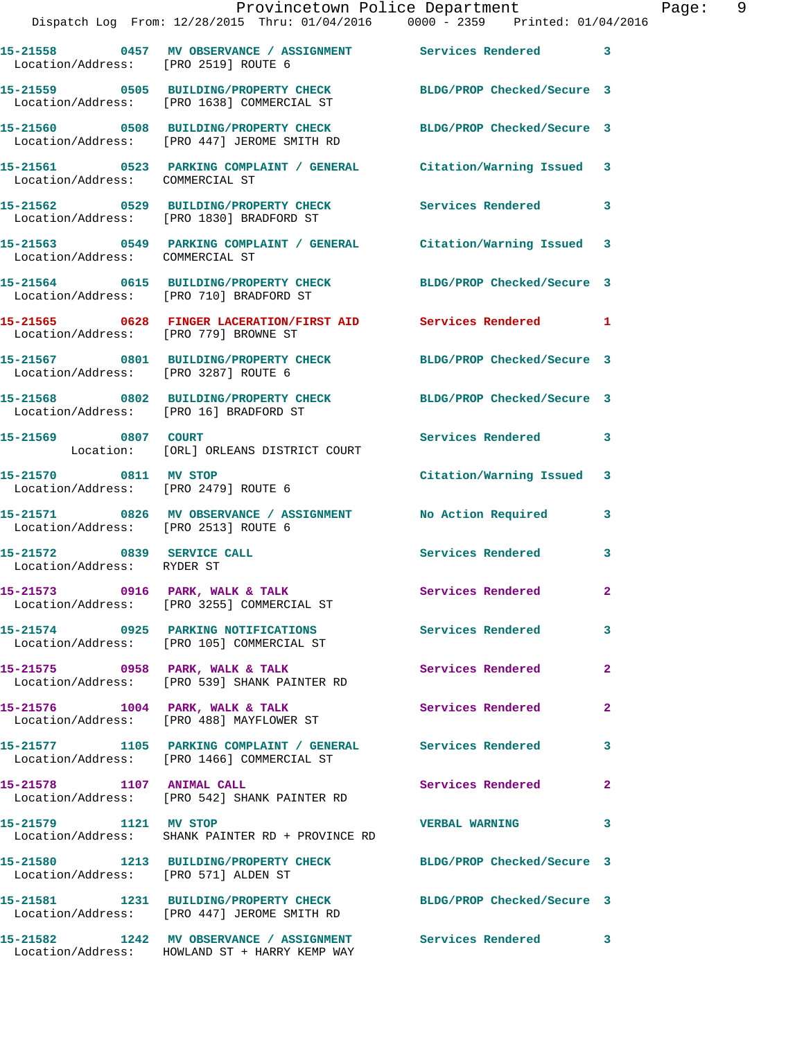| | | | | |
|---|---|---|---|---|
| 15-21558 | 0457 | MV OBSERVANCE / ASSIGNMENT | Services Rendered | 3 |
| Location/Address: | | [PRO 2519] ROUTE 6 | | |
| 15-21559 | 0505 | BUILDING/PROPERTY CHECK | BLDG/PROP Checked/Secure | 3 |
| Location/Address: | | [PRO 1638] COMMERCIAL ST | | |
| 15-21560 | 0508 | BUILDING/PROPERTY CHECK | BLDG/PROP Checked/Secure | 3 |
| Location/Address: | | [PRO 447] JEROME SMITH RD | | |
| 15-21561 | 0523 | PARKING COMPLAINT / GENERAL | Citation/Warning Issued | 3 |
| Location/Address: | | COMMERCIAL ST | | |
| 15-21562 | 0529 | BUILDING/PROPERTY CHECK | Services Rendered | 3 |
| Location/Address: | | [PRO 1830] BRADFORD ST | | |
| 15-21563 | 0549 | PARKING COMPLAINT / GENERAL | Citation/Warning Issued | 3 |
| Location/Address: | | COMMERCIAL ST | | |
| 15-21564 | 0615 | BUILDING/PROPERTY CHECK | BLDG/PROP Checked/Secure | 3 |
| Location/Address: | | [PRO 710] BRADFORD ST | | |
| 15-21565 | 0628 | FINGER LACERATION/FIRST AID | Services Rendered | 1 |
| Location/Address: | | [PRO 779] BROWNE ST | | |
| 15-21567 | 0801 | BUILDING/PROPERTY CHECK | BLDG/PROP Checked/Secure | 3 |
| Location/Address: | | [PRO 3287] ROUTE 6 | | |
| 15-21568 | 0802 | BUILDING/PROPERTY CHECK | BLDG/PROP Checked/Secure | 3 |
| Location/Address: | | [PRO 16] BRADFORD ST | | |
| 15-21569 | 0807 | COURT | Services Rendered | 3 |
| Location: | | [ORL] ORLEANS DISTRICT COURT | | |
| 15-21570 | 0811 | MV STOP | Citation/Warning Issued | 3 |
| Location/Address: | | [PRO 2479] ROUTE 6 | | |
| 15-21571 | 0826 | MV OBSERVANCE / ASSIGNMENT | No Action Required | 3 |
| Location/Address: | | [PRO 2513] ROUTE 6 | | |
| 15-21572 | 0839 | SERVICE CALL | Services Rendered | 3 |
| Location/Address: | | RYDER ST | | |
| 15-21573 | 0916 | PARK, WALK & TALK | Services Rendered | 2 |
| Location/Address: | | [PRO 3255] COMMERCIAL ST | | |
| 15-21574 | 0925 | PARKING NOTIFICATIONS | Services Rendered | 3 |
| Location/Address: | | [PRO 105] COMMERCIAL ST | | |
| 15-21575 | 0958 | PARK, WALK & TALK | Services Rendered | 2 |
| Location/Address: | | [PRO 539] SHANK PAINTER RD | | |
| 15-21576 | 1004 | PARK, WALK & TALK | Services Rendered | 2 |
| Location/Address: | | [PRO 488] MAYFLOWER ST | | |
| 15-21577 | 1105 | PARKING COMPLAINT / GENERAL | Services Rendered | 3 |
| Location/Address: | | [PRO 1466] COMMERCIAL ST | | |
| 15-21578 | 1107 | ANIMAL CALL | Services Rendered | 2 |
| Location/Address: | | [PRO 542] SHANK PAINTER RD | | |
| 15-21579 | 1121 | MV STOP | VERBAL WARNING | 3 |
| Location/Address: | | SHANK PAINTER RD + PROVINCE RD | | |
| 15-21580 | 1213 | BUILDING/PROPERTY CHECK | BLDG/PROP Checked/Secure | 3 |
| Location/Address: | | [PRO 571] ALDEN ST | | |
| 15-21581 | 1231 | BUILDING/PROPERTY CHECK | BLDG/PROP Checked/Secure | 3 |
| Location/Address: | | [PRO 447] JEROME SMITH RD | | |
| 15-21582 | 1242 | MV OBSERVANCE / ASSIGNMENT | Services Rendered | 3 |
| Location/Address: | | HOWLAND ST + HARRY KEMP WAY | | |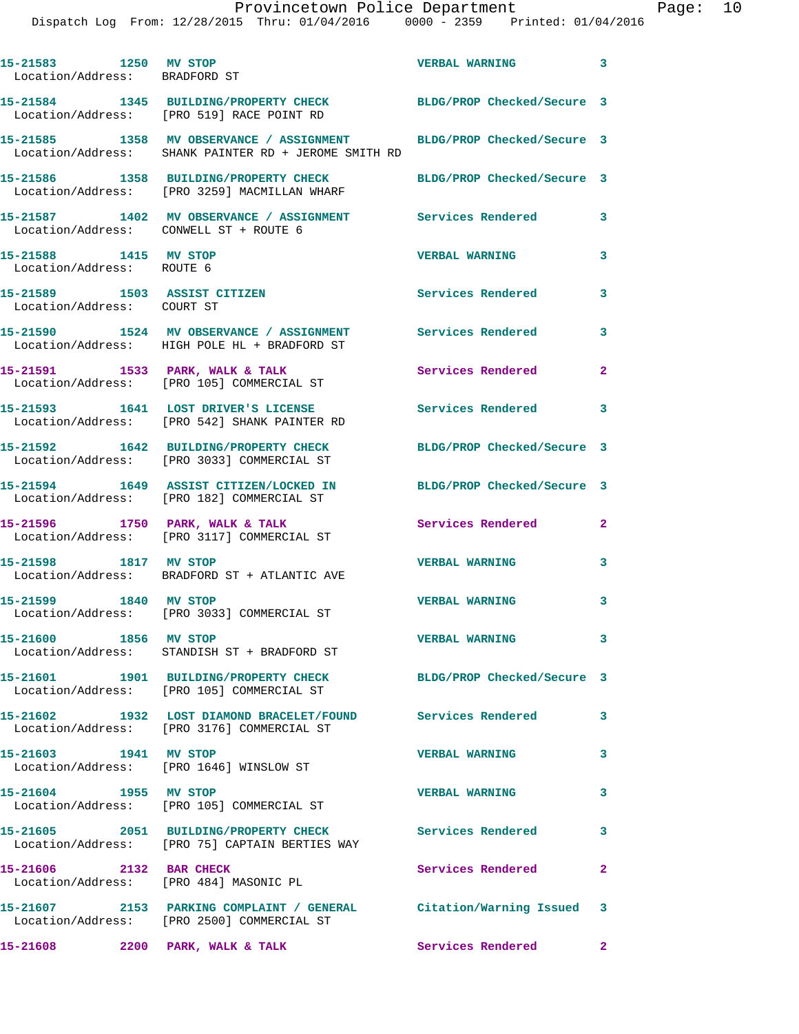15-21583 1250 MV STOP VERBAL WARNING 3
Location/Address: BRADFORD ST

15-21584 1345 BUILDING/PROPERTY CHECK BLDG/PROP Checked/Secure 3
Location/Address: [PRO 519] RACE POINT RD

15-21585 1358 MV OBSERVANCE / ASSIGNMENT BLDG/PROP Checked/Secure 3
Location/Address: SHANK PAINTER RD + JEROME SMITH RD

15-21586 1358 BUILDING/PROPERTY CHECK BLDG/PROP Checked/Secure 3
Location/Address: [PRO 3259] MACMILLAN WHARF

15-21587 1402 MV OBSERVANCE / ASSIGNMENT Services Rendered 3
Location/Address: CONWELL ST + ROUTE 6

15-21588 1415 MV STOP VERBAL WARNING 3
Location/Address: ROUTE 6

15-21589 1503 ASSIST CITIZEN Services Rendered 3
Location/Address: COURT ST

15-21590 1524 MV OBSERVANCE / ASSIGNMENT Services Rendered 3
Location/Address: HIGH POLE HL + BRADFORD ST

15-21591 1533 PARK, WALK & TALK Services Rendered 2
Location/Address: [PRO 105] COMMERCIAL ST

15-21593 1641 LOST DRIVER'S LICENSE Services Rendered 3
Location/Address: [PRO 542] SHANK PAINTER RD

15-21592 1642 BUILDING/PROPERTY CHECK BLDG/PROP Checked/Secure 3
Location/Address: [PRO 3033] COMMERCIAL ST

15-21594 1649 ASSIST CITIZEN/LOCKED IN BLDG/PROP Checked/Secure 3
Location/Address: [PRO 182] COMMERCIAL ST

15-21596 1750 PARK, WALK & TALK Services Rendered 2
Location/Address: [PRO 3117] COMMERCIAL ST

15-21598 1817 MV STOP VERBAL WARNING 3
Location/Address: BRADFORD ST + ATLANTIC AVE

15-21599 1840 MV STOP VERBAL WARNING 3
Location/Address: [PRO 3033] COMMERCIAL ST

15-21600 1856 MV STOP VERBAL WARNING 3
Location/Address: STANDISH ST + BRADFORD ST

15-21601 1901 BUILDING/PROPERTY CHECK BLDG/PROP Checked/Secure 3
Location/Address: [PRO 105] COMMERCIAL ST

15-21602 1932 LOST DIAMOND BRACELET/FOUND Services Rendered 3
Location/Address: [PRO 3176] COMMERCIAL ST

15-21603 1941 MV STOP VERBAL WARNING 3
Location/Address: [PRO 1646] WINSLOW ST

15-21604 1955 MV STOP VERBAL WARNING 3
Location/Address: [PRO 105] COMMERCIAL ST

15-21605 2051 BUILDING/PROPERTY CHECK Services Rendered 3
Location/Address: [PRO 75] CAPTAIN BERTIES WAY

15-21606 2132 BAR CHECK Services Rendered 2
Location/Address: [PRO 484] MASONIC PL

15-21607 2153 PARKING COMPLAINT / GENERAL Citation/Warning Issued 3
Location/Address: [PRO 2500] COMMERCIAL ST

15-21608 2200 PARK, WALK & TALK Services Rendered 2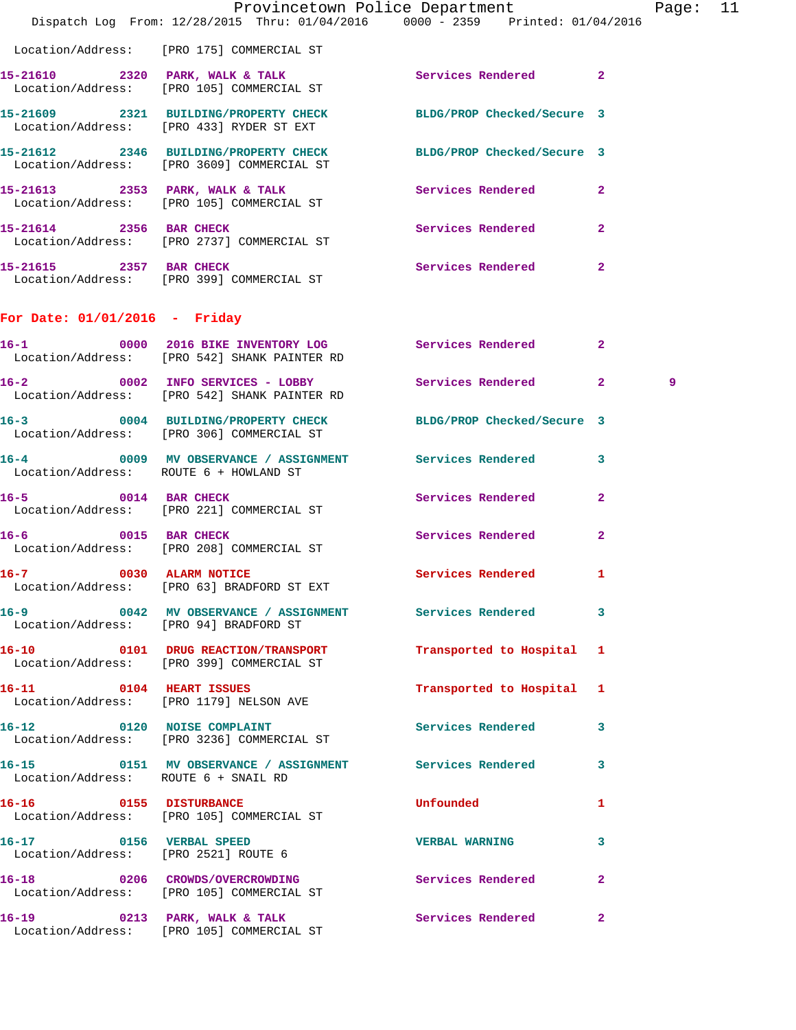Location/Address: [PRO 175] COMMERCIAL ST

| | | | | | |
|---|---|---|---|---|---|
| 15-21610 | 2320 | PARK, WALK & TALK | Services Rendered | 2 | |
| | | Location/Address: [PRO 105] COMMERCIAL ST | | | |
| 15-21609 | 2321 | BUILDING/PROPERTY CHECK | BLDG/PROP Checked/Secure | 3 | |
| | | Location/Address: [PRO 433] RYDER ST EXT | | | |
| 15-21612 | 2346 | BUILDING/PROPERTY CHECK | BLDG/PROP Checked/Secure | 3 | |
| | | Location/Address: [PRO 3609] COMMERCIAL ST | | | |
| 15-21613 | 2353 | PARK, WALK & TALK | Services Rendered | 2 | |
| | | Location/Address: [PRO 105] COMMERCIAL ST | | | |
| 15-21614 | 2356 | BAR CHECK | Services Rendered | 2 | |
| | | Location/Address: [PRO 2737] COMMERCIAL ST | | | |
| 15-21615 | 2357 | BAR CHECK | Services Rendered | 2 | |
| | | Location/Address: [PRO 399] COMMERCIAL ST | | | |

## For Date: 01/01/2016 - Friday

| | | | | | |
|---|---|---|---|---|---|
| 16-1 | 0000 | 2016 BIKE INVENTORY LOG | Services Rendered | 2 | |
| | | Location/Address: [PRO 542] SHANK PAINTER RD | | | |
| 16-2 | 0002 | INFO SERVICES - LOBBY | Services Rendered | 2 | 9 |
| | | Location/Address: [PRO 542] SHANK PAINTER RD | | | |
| 16-3 | 0004 | BUILDING/PROPERTY CHECK | BLDG/PROP Checked/Secure | 3 | |
| | | Location/Address: [PRO 306] COMMERCIAL ST | | | |
| 16-4 | 0009 | MV OBSERVANCE / ASSIGNMENT | Services Rendered | 3 | |
| | | Location/Address: ROUTE 6 + HOWLAND ST | | | |
| 16-5 | 0014 | BAR CHECK | Services Rendered | 2 | |
| | | Location/Address: [PRO 221] COMMERCIAL ST | | | |
| 16-6 | 0015 | BAR CHECK | Services Rendered | 2 | |
| | | Location/Address: [PRO 208] COMMERCIAL ST | | | |
| 16-7 | 0030 | ALARM NOTICE | Services Rendered | 1 | |
| | | Location/Address: [PRO 63] BRADFORD ST EXT | | | |
| 16-9 | 0042 | MV OBSERVANCE / ASSIGNMENT | Services Rendered | 3 | |
| | | Location/Address: [PRO 94] BRADFORD ST | | | |
| 16-10 | 0101 | DRUG REACTION/TRANSPORT | Transported to Hospital | 1 | |
| | | Location/Address: [PRO 399] COMMERCIAL ST | | | |
| 16-11 | 0104 | HEART ISSUES | Transported to Hospital | 1 | |
| | | Location/Address: [PRO 1179] NELSON AVE | | | |
| 16-12 | 0120 | NOISE COMPLAINT | Services Rendered | 3 | |
| | | Location/Address: [PRO 3236] COMMERCIAL ST | | | |
| 16-15 | 0151 | MV OBSERVANCE / ASSIGNMENT | Services Rendered | 3 | |
| | | Location/Address: ROUTE 6 + SNAIL RD | | | |
| 16-16 | 0155 | DISTURBANCE | Unfounded | 1 | |
| | | Location/Address: [PRO 105] COMMERCIAL ST | | | |
| 16-17 | 0156 | VERBAL SPEED | VERBAL WARNING | 3 | |
| | | Location/Address: [PRO 2521] ROUTE 6 | | | |
| 16-18 | 0206 | CROWDS/OVERCROWDING | Services Rendered | 2 | |
| | | Location/Address: [PRO 105] COMMERCIAL ST | | | |
| 16-19 | 0213 | PARK, WALK & TALK | Services Rendered | 2 | |
| | | Location/Address: [PRO 105] COMMERCIAL ST | | | |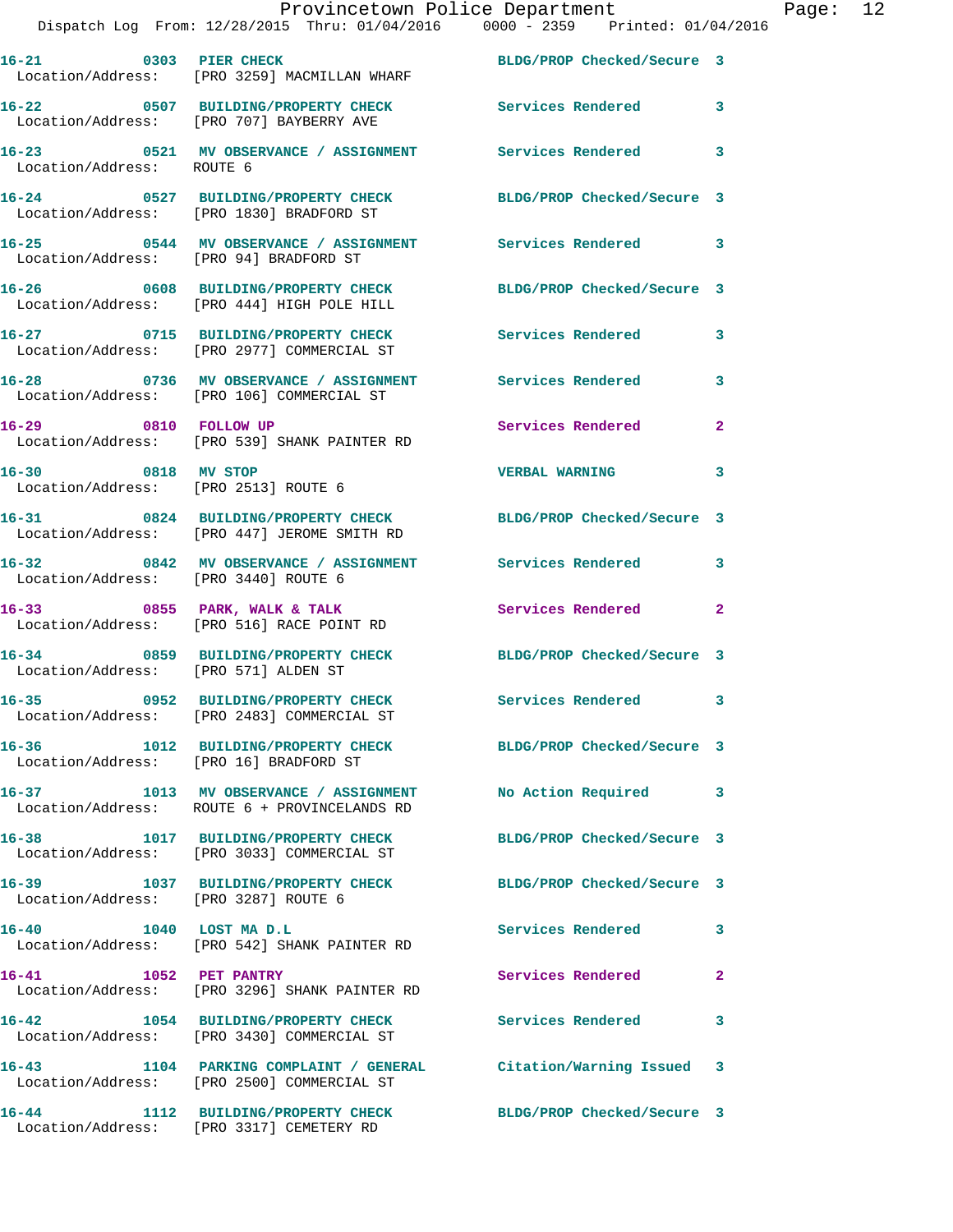| | | | | |
|---|---|---|---|---|
| 16-21 | 0303 | PIER CHECK | BLDG/PROP Checked/Secure | 3 |
| Location/Address: | [PRO 3259] MACMILLAN WHARF | | | |
| 16-22 | 0507 | BUILDING/PROPERTY CHECK | Services Rendered | 3 |
| Location/Address: | [PRO 707] BAYBERRY AVE | | | |
| 16-23 | 0521 | MV OBSERVANCE / ASSIGNMENT | Services Rendered | 3 |
| Location/Address: | ROUTE 6 | | | |
| 16-24 | 0527 | BUILDING/PROPERTY CHECK | BLDG/PROP Checked/Secure | 3 |
| Location/Address: | [PRO 1830] BRADFORD ST | | | |
| 16-25 | 0544 | MV OBSERVANCE / ASSIGNMENT | Services Rendered | 3 |
| Location/Address: | [PRO 94] BRADFORD ST | | | |
| 16-26 | 0608 | BUILDING/PROPERTY CHECK | BLDG/PROP Checked/Secure | 3 |
| Location/Address: | [PRO 444] HIGH POLE HILL | | | |
| 16-27 | 0715 | BUILDING/PROPERTY CHECK | Services Rendered | 3 |
| Location/Address: | [PRO 2977] COMMERCIAL ST | | | |
| 16-28 | 0736 | MV OBSERVANCE / ASSIGNMENT | Services Rendered | 3 |
| Location/Address: | [PRO 106] COMMERCIAL ST | | | |
| 16-29 | 0810 | FOLLOW UP | Services Rendered | 2 |
| Location/Address: | [PRO 539] SHANK PAINTER RD | | | |
| 16-30 | 0818 | MV STOP | VERBAL WARNING | 3 |
| Location/Address: | [PRO 2513] ROUTE 6 | | | |
| 16-31 | 0824 | BUILDING/PROPERTY CHECK | BLDG/PROP Checked/Secure | 3 |
| Location/Address: | [PRO 447] JEROME SMITH RD | | | |
| 16-32 | 0842 | MV OBSERVANCE / ASSIGNMENT | Services Rendered | 3 |
| Location/Address: | [PRO 3440] ROUTE 6 | | | |
| 16-33 | 0855 | PARK, WALK & TALK | Services Rendered | 2 |
| Location/Address: | [PRO 516] RACE POINT RD | | | |
| 16-34 | 0859 | BUILDING/PROPERTY CHECK | BLDG/PROP Checked/Secure | 3 |
| Location/Address: | [PRO 571] ALDEN ST | | | |
| 16-35 | 0952 | BUILDING/PROPERTY CHECK | Services Rendered | 3 |
| Location/Address: | [PRO 2483] COMMERCIAL ST | | | |
| 16-36 | 1012 | BUILDING/PROPERTY CHECK | BLDG/PROP Checked/Secure | 3 |
| Location/Address: | [PRO 16] BRADFORD ST | | | |
| 16-37 | 1013 | MV OBSERVANCE / ASSIGNMENT | No Action Required | 3 |
| Location/Address: | ROUTE 6 + PROVINCELANDS RD | | | |
| 16-38 | 1017 | BUILDING/PROPERTY CHECK | BLDG/PROP Checked/Secure | 3 |
| Location/Address: | [PRO 3033] COMMERCIAL ST | | | |
| 16-39 | 1037 | BUILDING/PROPERTY CHECK | BLDG/PROP Checked/Secure | 3 |
| Location/Address: | [PRO 3287] ROUTE 6 | | | |
| 16-40 | 1040 | LOST MA D.L | Services Rendered | 3 |
| Location/Address: | [PRO 542] SHANK PAINTER RD | | | |
| 16-41 | 1052 | PET PANTRY | Services Rendered | 2 |
| Location/Address: | [PRO 3296] SHANK PAINTER RD | | | |
| 16-42 | 1054 | BUILDING/PROPERTY CHECK | Services Rendered | 3 |
| Location/Address: | [PRO 3430] COMMERCIAL ST | | | |
| 16-43 | 1104 | PARKING COMPLAINT / GENERAL | Citation/Warning Issued | 3 |
| Location/Address: | [PRO 2500] COMMERCIAL ST | | | |
| 16-44 | 1112 | BUILDING/PROPERTY CHECK | BLDG/PROP Checked/Secure | 3 |
| Location/Address: | [PRO 3317] CEMETERY RD | | | |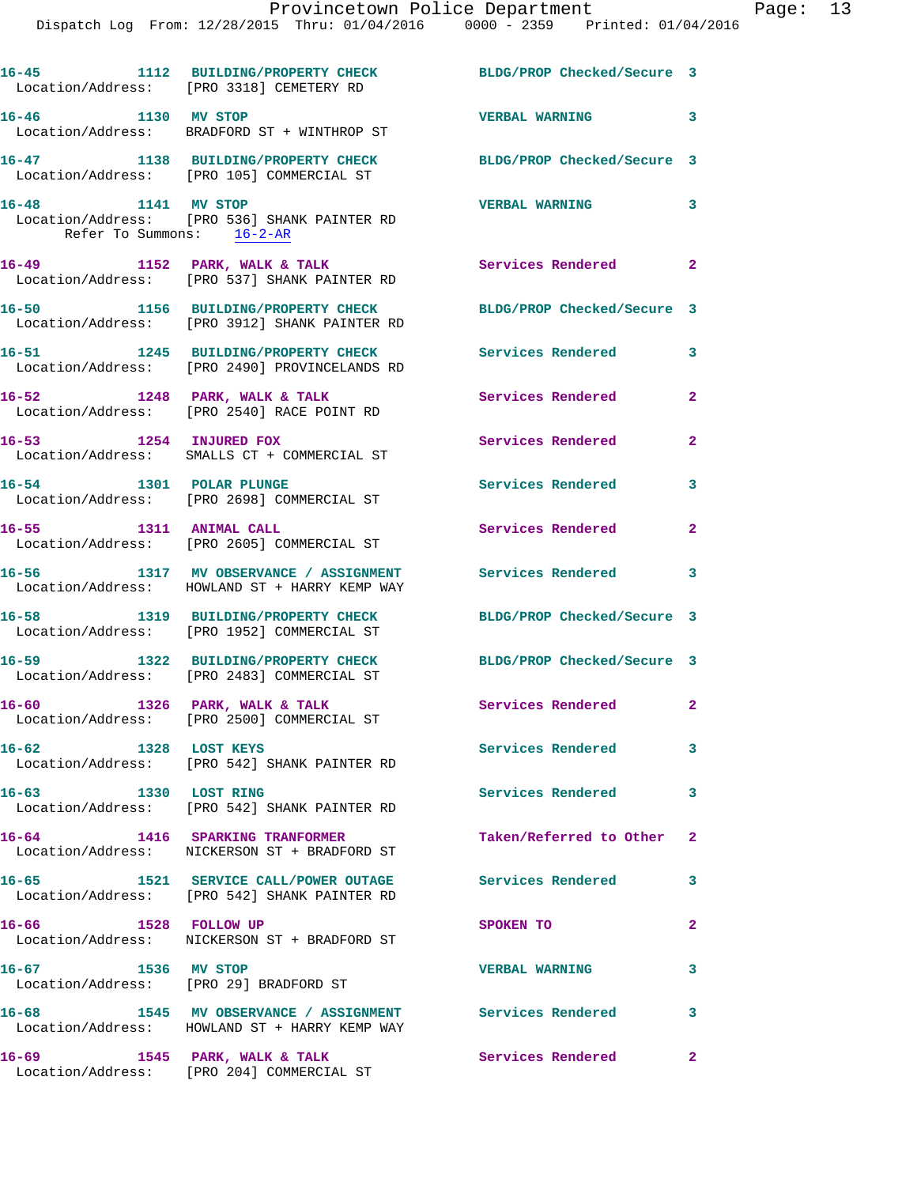16-45 1112 BUILDING/PROPERTY CHECK BLDG/PROP Checked/Secure 3
Location/Address: [PRO 3318] CEMETERY RD

16-46 1130 MV STOP VERBAL WARNING 3
Location/Address: BRADFORD ST + WINTHROP ST

16-47 1138 BUILDING/PROPERTY CHECK BLDG/PROP Checked/Secure 3
Location/Address: [PRO 105] COMMERCIAL ST

16-48 1141 MV STOP VERBAL WARNING 3
Location/Address: [PRO 536] SHANK PAINTER RD
Refer To Summons: 16-2-AR

16-49 1152 PARK, WALK & TALK Services Rendered 2
Location/Address: [PRO 537] SHANK PAINTER RD

16-50 1156 BUILDING/PROPERTY CHECK BLDG/PROP Checked/Secure 3
Location/Address: [PRO 3912] SHANK PAINTER RD

16-51 1245 BUILDING/PROPERTY CHECK Services Rendered 3
Location/Address: [PRO 2490] PROVINCELANDS RD

16-52 1248 PARK, WALK & TALK Services Rendered 2
Location/Address: [PRO 2540] RACE POINT RD

16-53 1254 INJURED FOX Services Rendered 2
Location/Address: SMALLS CT + COMMERCIAL ST

16-54 1301 POLAR PLUNGE Services Rendered 3
Location/Address: [PRO 2698] COMMERCIAL ST

16-55 1311 ANIMAL CALL Services Rendered 2
Location/Address: [PRO 2605] COMMERCIAL ST

16-56 1317 MV OBSERVANCE / ASSIGNMENT Services Rendered 3
Location/Address: HOWLAND ST + HARRY KEMP WAY

16-58 1319 BUILDING/PROPERTY CHECK BLDG/PROP Checked/Secure 3
Location/Address: [PRO 1952] COMMERCIAL ST

16-59 1322 BUILDING/PROPERTY CHECK BLDG/PROP Checked/Secure 3
Location/Address: [PRO 2483] COMMERCIAL ST

16-60 1326 PARK, WALK & TALK Services Rendered 2
Location/Address: [PRO 2500] COMMERCIAL ST

16-62 1328 LOST KEYS Services Rendered 3
Location/Address: [PRO 542] SHANK PAINTER RD

16-63 1330 LOST RING Services Rendered 3
Location/Address: [PRO 542] SHANK PAINTER RD

16-64 1416 SPARKING TRANFORMER Taken/Referred to Other 2
Location/Address: NICKERSON ST + BRADFORD ST

16-65 1521 SERVICE CALL/POWER OUTAGE Services Rendered 3
Location/Address: [PRO 542] SHANK PAINTER RD

16-66 1528 FOLLOW UP SPOKEN TO 2
Location/Address: NICKERSON ST + BRADFORD ST

16-67 1536 MV STOP VERBAL WARNING 3
Location/Address: [PRO 29] BRADFORD ST

16-68 1545 MV OBSERVANCE / ASSIGNMENT Services Rendered 3
Location/Address: HOWLAND ST + HARRY KEMP WAY

16-69 1545 PARK, WALK & TALK Services Rendered 2
Location/Address: [PRO 204] COMMERCIAL ST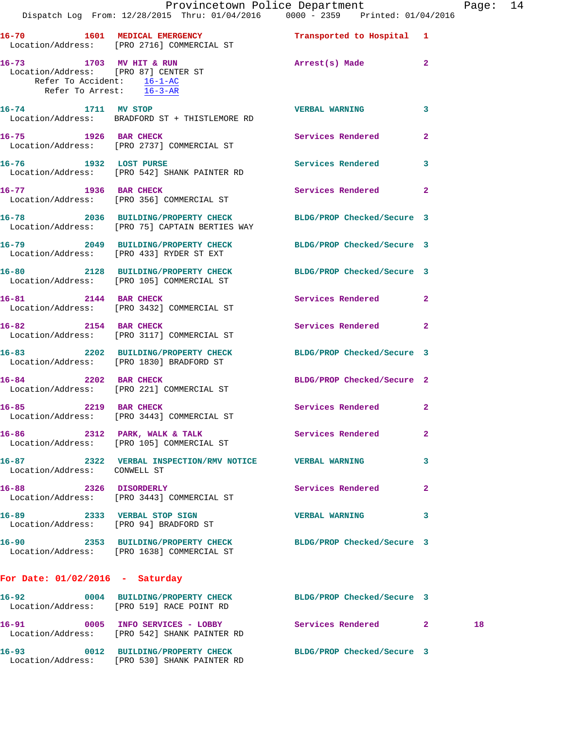16-70 1601 MEDICAL EMERGENCY Transported to Hospital 1
Location/Address: [PRO 2716] COMMERCIAL ST

16-73 1703 MV HIT & RUN Arrest(s) Made 2
Location/Address: [PRO 87] CENTER ST
Refer To Accident: 16-1-AC
Refer To Arrest: 16-3-AR

16-74 1711 MV STOP VERBAL WARNING 3
Location/Address: BRADFORD ST + THISTLEMORE RD

16-75 1926 BAR CHECK Services Rendered 2
Location/Address: [PRO 2737] COMMERCIAL ST

16-76 1932 LOST PURSE Services Rendered 3
Location/Address: [PRO 542] SHANK PAINTER RD

16-77 1936 BAR CHECK Services Rendered 2
Location/Address: [PRO 356] COMMERCIAL ST

16-78 2036 BUILDING/PROPERTY CHECK BLDG/PROP Checked/Secure 3
Location/Address: [PRO 75] CAPTAIN BERTIES WAY

16-79 2049 BUILDING/PROPERTY CHECK BLDG/PROP Checked/Secure 3
Location/Address: [PRO 433] RYDER ST EXT

16-80 2128 BUILDING/PROPERTY CHECK BLDG/PROP Checked/Secure 3
Location/Address: [PRO 105] COMMERCIAL ST

16-81 2144 BAR CHECK Services Rendered 2
Location/Address: [PRO 3432] COMMERCIAL ST

16-82 2154 BAR CHECK Services Rendered 2
Location/Address: [PRO 3117] COMMERCIAL ST

16-83 2202 BUILDING/PROPERTY CHECK BLDG/PROP Checked/Secure 3
Location/Address: [PRO 1830] BRADFORD ST

16-84 2202 BAR CHECK BLDG/PROP Checked/Secure 2
Location/Address: [PRO 221] COMMERCIAL ST

16-85 2219 BAR CHECK Services Rendered 2
Location/Address: [PRO 3443] COMMERCIAL ST

16-86 2312 PARK, WALK & TALK Services Rendered 2
Location/Address: [PRO 105] COMMERCIAL ST

16-87 2322 VERBAL INSPECTION/RMV NOTICE VERBAL WARNING 3
Location/Address: CONWELL ST

16-88 2326 DISORDERLY Services Rendered 2
Location/Address: [PRO 3443] COMMERCIAL ST

16-89 2333 VERBAL STOP SIGN VERBAL WARNING 3
Location/Address: [PRO 94] BRADFORD ST

16-90 2353 BUILDING/PROPERTY CHECK BLDG/PROP Checked/Secure 3
Location/Address: [PRO 1638] COMMERCIAL ST

**For Date: 01/02/2016 - Saturday**

16-92 0004 BUILDING/PROPERTY CHECK BLDG/PROP Checked/Secure 3
Location/Address: [PRO 519] RACE POINT RD

16-91 0005 INFO SERVICES - LOBBY Services Rendered 2 18
Location/Address: [PRO 542] SHANK PAINTER RD

16-93 0012 BUILDING/PROPERTY CHECK BLDG/PROP Checked/Secure 3
Location/Address: [PRO 530] SHANK PAINTER RD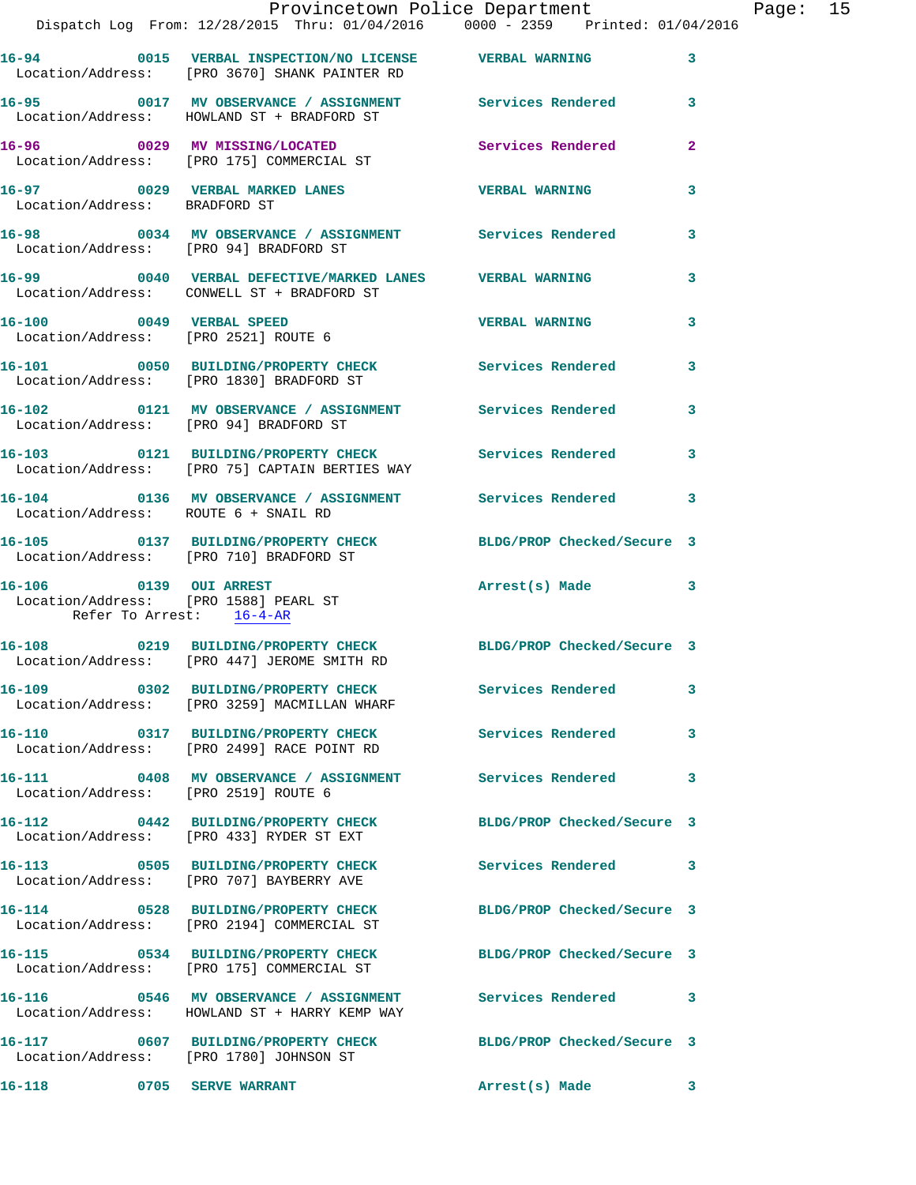16-94 0015 VERBAL INSPECTION/NO LICENSE VERBAL WARNING 3
Location/Address: [PRO 3670] SHANK PAINTER RD

16-95 0017 MV OBSERVANCE / ASSIGNMENT Services Rendered 3
Location/Address: HOWLAND ST + BRADFORD ST

16-96 0029 MV MISSING/LOCATED Services Rendered 2
Location/Address: [PRO 175] COMMERCIAL ST

16-97 0029 VERBAL MARKED LANES VERBAL WARNING 3
Location/Address: BRADFORD ST

16-98 0034 MV OBSERVANCE / ASSIGNMENT Services Rendered 3
Location/Address: [PRO 94] BRADFORD ST

16-99 0040 VERBAL DEFECTIVE/MARKED LANES VERBAL WARNING 3
Location/Address: CONWELL ST + BRADFORD ST

16-100 0049 VERBAL SPEED VERBAL WARNING 3
Location/Address: [PRO 2521] ROUTE 6

16-101 0050 BUILDING/PROPERTY CHECK Services Rendered 3
Location/Address: [PRO 1830] BRADFORD ST

16-102 0121 MV OBSERVANCE / ASSIGNMENT Services Rendered 3
Location/Address: [PRO 94] BRADFORD ST

16-103 0121 BUILDING/PROPERTY CHECK Services Rendered 3
Location/Address: [PRO 75] CAPTAIN BERTIES WAY

16-104 0136 MV OBSERVANCE / ASSIGNMENT Services Rendered 3
Location/Address: ROUTE 6 + SNAIL RD

16-105 0137 BUILDING/PROPERTY CHECK BLDG/PROP Checked/Secure 3
Location/Address: [PRO 710] BRADFORD ST

16-106 0139 OUI ARREST Arrest(s) Made 3
Location/Address: [PRO 1588] PEARL ST
Refer To Arrest: 16-4-AR

16-108 0219 BUILDING/PROPERTY CHECK BLDG/PROP Checked/Secure 3
Location/Address: [PRO 447] JEROME SMITH RD

16-109 0302 BUILDING/PROPERTY CHECK Services Rendered 3
Location/Address: [PRO 3259] MACMILLAN WHARF

16-110 0317 BUILDING/PROPERTY CHECK Services Rendered 3
Location/Address: [PRO 2499] RACE POINT RD

16-111 0408 MV OBSERVANCE / ASSIGNMENT Services Rendered 3
Location/Address: [PRO 2519] ROUTE 6

16-112 0442 BUILDING/PROPERTY CHECK BLDG/PROP Checked/Secure 3
Location/Address: [PRO 433] RYDER ST EXT

16-113 0505 BUILDING/PROPERTY CHECK Services Rendered 3
Location/Address: [PRO 707] BAYBERRY AVE

16-114 0528 BUILDING/PROPERTY CHECK BLDG/PROP Checked/Secure 3
Location/Address: [PRO 2194] COMMERCIAL ST

16-115 0534 BUILDING/PROPERTY CHECK BLDG/PROP Checked/Secure 3
Location/Address: [PRO 175] COMMERCIAL ST

16-116 0546 MV OBSERVANCE / ASSIGNMENT Services Rendered 3
Location/Address: HOWLAND ST + HARRY KEMP WAY

16-117 0607 BUILDING/PROPERTY CHECK BLDG/PROP Checked/Secure 3
Location/Address: [PRO 1780] JOHNSON ST

16-118 0705 SERVE WARRANT Arrest(s) Made 3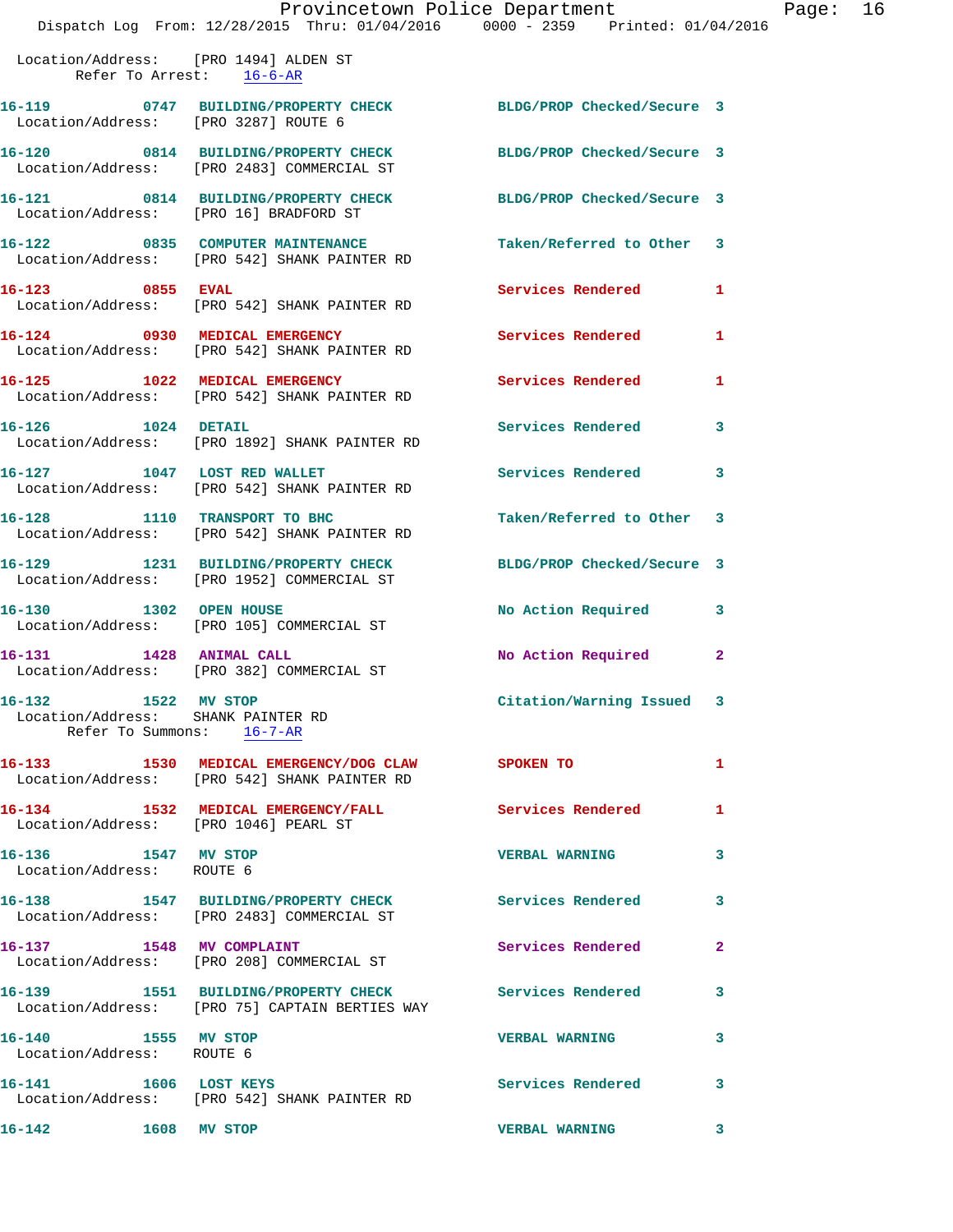Location/Address: [PRO 1494] ALDEN ST
Refer To Arrest: 16-6-AR

16-119 0747 BUILDING/PROPERTY CHECK BLDG/PROP Checked/Secure 3
Location/Address: [PRO 3287] ROUTE 6

16-120 0814 BUILDING/PROPERTY CHECK BLDG/PROP Checked/Secure 3
Location/Address: [PRO 2483] COMMERCIAL ST

16-121 0814 BUILDING/PROPERTY CHECK BLDG/PROP Checked/Secure 3
Location/Address: [PRO 16] BRADFORD ST

16-122 0835 COMPUTER MAINTENANCE Taken/Referred to Other 3
Location/Address: [PRO 542] SHANK PAINTER RD

16-123 0855 EVAL Services Rendered 1
Location/Address: [PRO 542] SHANK PAINTER RD

16-124 0930 MEDICAL EMERGENCY Services Rendered 1
Location/Address: [PRO 542] SHANK PAINTER RD

16-125 1022 MEDICAL EMERGENCY Services Rendered 1
Location/Address: [PRO 542] SHANK PAINTER RD

16-126 1024 DETAIL Services Rendered 3
Location/Address: [PRO 1892] SHANK PAINTER RD

16-127 1047 LOST RED WALLET Services Rendered 3
Location/Address: [PRO 542] SHANK PAINTER RD

16-128 1110 TRANSPORT TO BHC Taken/Referred to Other 3
Location/Address: [PRO 542] SHANK PAINTER RD

16-129 1231 BUILDING/PROPERTY CHECK BLDG/PROP Checked/Secure 3
Location/Address: [PRO 1952] COMMERCIAL ST

16-130 1302 OPEN HOUSE No Action Required 3
Location/Address: [PRO 105] COMMERCIAL ST

16-131 1428 ANIMAL CALL No Action Required 2
Location/Address: [PRO 382] COMMERCIAL ST

16-132 1522 MV STOP Citation/Warning Issued 3
Location/Address: SHANK PAINTER RD
Refer To Summons: 16-7-AR

16-133 1530 MEDICAL EMERGENCY/DOG CLAW SPOKEN TO 1
Location/Address: [PRO 542] SHANK PAINTER RD

16-134 1532 MEDICAL EMERGENCY/FALL Services Rendered 1
Location/Address: [PRO 1046] PEARL ST

16-136 1547 MV STOP VERBAL WARNING 3
Location/Address: ROUTE 6

16-138 1547 BUILDING/PROPERTY CHECK Services Rendered 3
Location/Address: [PRO 2483] COMMERCIAL ST

16-137 1548 MV COMPLAINT Services Rendered 2
Location/Address: [PRO 208] COMMERCIAL ST

16-139 1551 BUILDING/PROPERTY CHECK Services Rendered 3
Location/Address: [PRO 75] CAPTAIN BERTIES WAY

16-140 1555 MV STOP VERBAL WARNING 3
Location/Address: ROUTE 6

16-141 1606 LOST KEYS Services Rendered 3
Location/Address: [PRO 542] SHANK PAINTER RD

16-142 1608 MV STOP VERBAL WARNING 3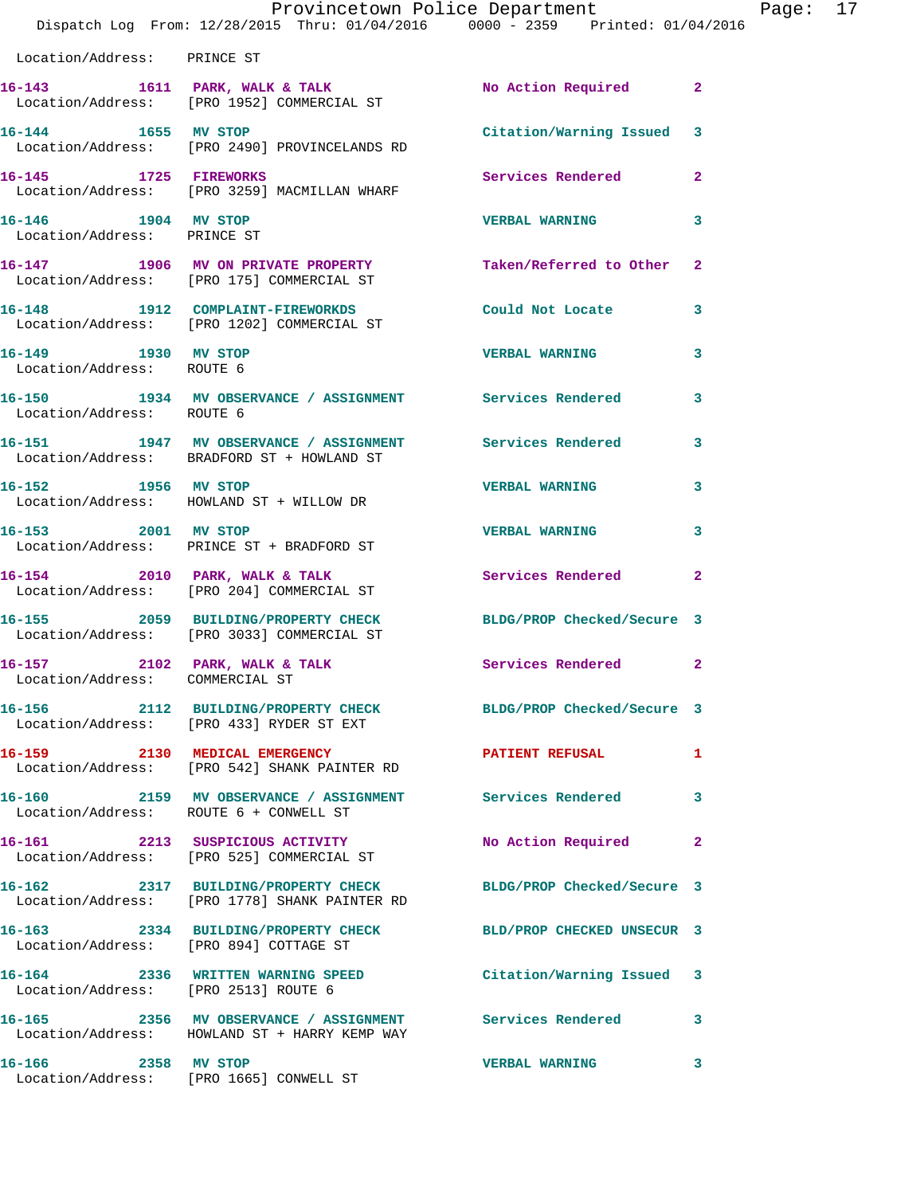Location/Address: PRINCE ST

**16-143 1611 PARK, WALK & TALK** No Action Required 2
Location/Address: [PRO 1952] COMMERCIAL ST

**16-144 1655 MV STOP** Citation/Warning Issued 3
Location/Address: [PRO 2490] PROVINCELANDS RD

**16-145 1725 FIREWORKS** Services Rendered 2
Location/Address: [PRO 3259] MACMILLAN WHARF

**16-146 1904 MV STOP** VERBAL WARNING 3
Location/Address: PRINCE ST

**16-147 1906 MV ON PRIVATE PROPERTY** Taken/Referred to Other 2
Location/Address: [PRO 175] COMMERCIAL ST

**16-148 1912 COMPLAINT-FIREWORKDS** Could Not Locate 3
Location/Address: [PRO 1202] COMMERCIAL ST

**16-149 1930 MV STOP** VERBAL WARNING 3
Location/Address: ROUTE 6

**16-150 1934 MV OBSERVANCE / ASSIGNMENT** Services Rendered 3
Location/Address: ROUTE 6

**16-151 1947 MV OBSERVANCE / ASSIGNMENT** Services Rendered 3
Location/Address: BRADFORD ST + HOWLAND ST

**16-152 1956 MV STOP** VERBAL WARNING 3
Location/Address: HOWLAND ST + WILLOW DR

**16-153 2001 MV STOP** VERBAL WARNING 3
Location/Address: PRINCE ST + BRADFORD ST

**16-154 2010 PARK, WALK & TALK** Services Rendered 2
Location/Address: [PRO 204] COMMERCIAL ST

**16-155 2059 BUILDING/PROPERTY CHECK** BLDG/PROP Checked/Secure 3
Location/Address: [PRO 3033] COMMERCIAL ST

**16-157 2102 PARK, WALK & TALK** Services Rendered 2
Location/Address: COMMERCIAL ST

**16-156 2112 BUILDING/PROPERTY CHECK** BLDG/PROP Checked/Secure 3
Location/Address: [PRO 433] RYDER ST EXT

**16-159 2130 MEDICAL EMERGENCY** PATIENT REFUSAL 1
Location/Address: [PRO 542] SHANK PAINTER RD

**16-160 2159 MV OBSERVANCE / ASSIGNMENT** Services Rendered 3
Location/Address: ROUTE 6 + CONWELL ST

**16-161 2213 SUSPICIOUS ACTIVITY** No Action Required 2
Location/Address: [PRO 525] COMMERCIAL ST

**16-162 2317 BUILDING/PROPERTY CHECK** BLDG/PROP Checked/Secure 3
Location/Address: [PRO 1778] SHANK PAINTER RD

**16-163 2334 BUILDING/PROPERTY CHECK** BLD/PROP CHECKED UNSECUR 3
Location/Address: [PRO 894] COTTAGE ST

**16-164 2336 WRITTEN WARNING SPEED** Citation/Warning Issued 3
Location/Address: [PRO 2513] ROUTE 6

**16-165 2356 MV OBSERVANCE / ASSIGNMENT** Services Rendered 3
Location/Address: HOWLAND ST + HARRY KEMP WAY

**16-166 2358 MV STOP** VERBAL WARNING 3
Location/Address: [PRO 1665] CONWELL ST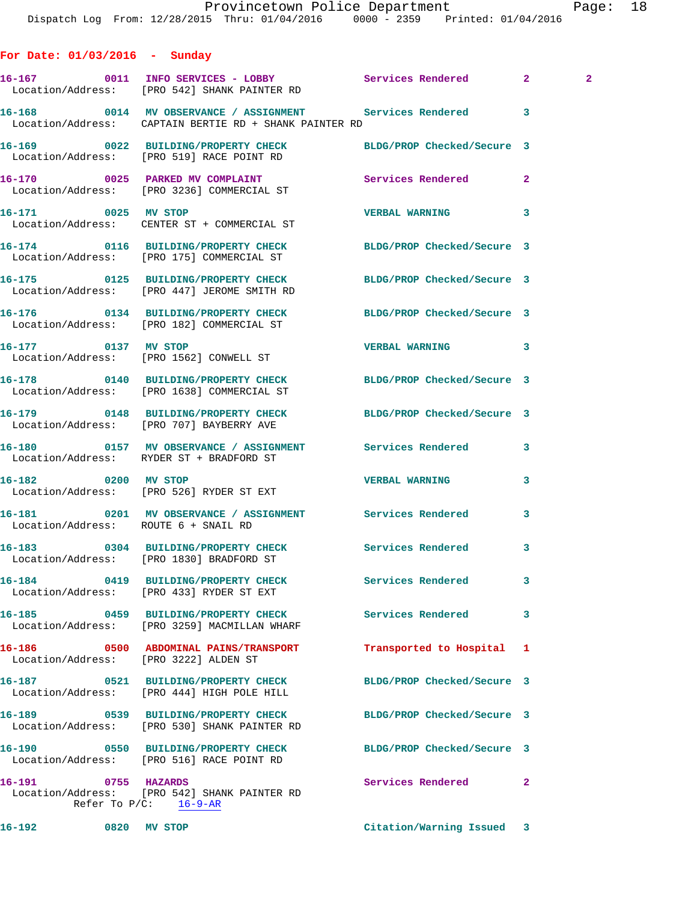**For Date: 01/03/2016 - Sunday**

| | | | | | |
|---|---|---|---|---|---|
| 16-167 | 0011 | INFO SERVICES - LOBBY | Services Rendered | 2 | 2 |
| Location/Address: | [PRO 542] SHANK PAINTER RD | | | | |
| 16-168 | 0014 | MV OBSERVANCE / ASSIGNMENT | Services Rendered | 3 | |
| Location/Address: | CAPTAIN BERTIE RD + SHANK PAINTER RD | | | | |
| 16-169 | 0022 | BUILDING/PROPERTY CHECK | BLDG/PROP Checked/Secure | 3 | |
| Location/Address: | [PRO 519] RACE POINT RD | | | | |
| 16-170 | 0025 | PARKED MV COMPLAINT | Services Rendered | 2 | |
| Location/Address: | [PRO 3236] COMMERCIAL ST | | | | |
| 16-171 | 0025 | MV STOP | VERBAL WARNING | 3 | |
| Location/Address: | CENTER ST + COMMERCIAL ST | | | | |
| 16-174 | 0116 | BUILDING/PROPERTY CHECK | BLDG/PROP Checked/Secure | 3 | |
| Location/Address: | [PRO 175] COMMERCIAL ST | | | | |
| 16-175 | 0125 | BUILDING/PROPERTY CHECK | BLDG/PROP Checked/Secure | 3 | |
| Location/Address: | [PRO 447] JEROME SMITH RD | | | | |
| 16-176 | 0134 | BUILDING/PROPERTY CHECK | BLDG/PROP Checked/Secure | 3 | |
| Location/Address: | [PRO 182] COMMERCIAL ST | | | | |
| 16-177 | 0137 | MV STOP | VERBAL WARNING | 3 | |
| Location/Address: | [PRO 1562] CONWELL ST | | | | |
| 16-178 | 0140 | BUILDING/PROPERTY CHECK | BLDG/PROP Checked/Secure | 3 | |
| Location/Address: | [PRO 1638] COMMERCIAL ST | | | | |
| 16-179 | 0148 | BUILDING/PROPERTY CHECK | BLDG/PROP Checked/Secure | 3 | |
| Location/Address: | [PRO 707] BAYBERRY AVE | | | | |
| 16-180 | 0157 | MV OBSERVANCE / ASSIGNMENT | Services Rendered | 3 | |
| Location/Address: | RYDER ST + BRADFORD ST | | | | |
| 16-182 | 0200 | MV STOP | VERBAL WARNING | 3 | |
| Location/Address: | [PRO 526] RYDER ST EXT | | | | |
| 16-181 | 0201 | MV OBSERVANCE / ASSIGNMENT | Services Rendered | 3 | |
| Location/Address: | ROUTE 6 + SNAIL RD | | | | |
| 16-183 | 0304 | BUILDING/PROPERTY CHECK | Services Rendered | 3 | |
| Location/Address: | [PRO 1830] BRADFORD ST | | | | |
| 16-184 | 0419 | BUILDING/PROPERTY CHECK | Services Rendered | 3 | |
| Location/Address: | [PRO 433] RYDER ST EXT | | | | |
| 16-185 | 0459 | BUILDING/PROPERTY CHECK | Services Rendered | 3 | |
| Location/Address: | [PRO 3259] MACMILLAN WHARF | | | | |
| 16-186 | 0500 | ABDOMINAL PAINS/TRANSPORT | Transported to Hospital | 1 | |
| Location/Address: | [PRO 3222] ALDEN ST | | | | |
| 16-187 | 0521 | BUILDING/PROPERTY CHECK | BLDG/PROP Checked/Secure | 3 | |
| Location/Address: | [PRO 444] HIGH POLE HILL | | | | |
| 16-189 | 0539 | BUILDING/PROPERTY CHECK | BLDG/PROP Checked/Secure | 3 | |
| Location/Address: | [PRO 530] SHANK PAINTER RD | | | | |
| 16-190 | 0550 | BUILDING/PROPERTY CHECK | BLDG/PROP Checked/Secure | 3 | |
| Location/Address: | [PRO 516] RACE POINT RD | | | | |
| 16-191 | 0755 | HAZARDS | Services Rendered | 2 | |
| Location/Address: | [PRO 542] SHANK PAINTER RD | | | | |
| Refer To P/C: | 16-9-AR | | | | |
| 16-192 | 0820 | MV STOP | Citation/Warning Issued | 3 | |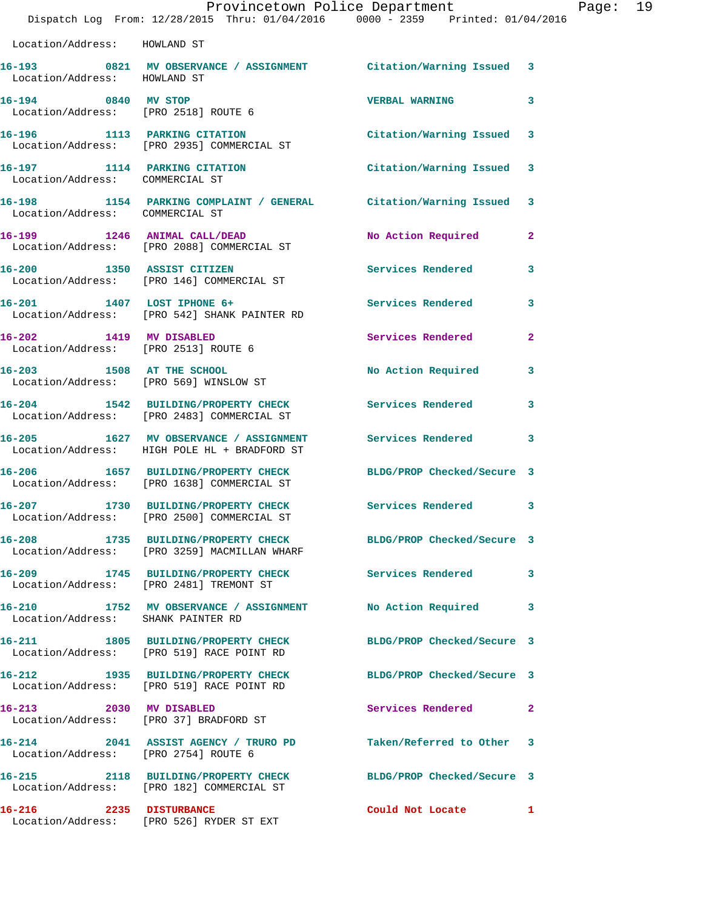Location/Address: HOWLAND ST

16-193 0821 MV OBSERVATION / ASSIGNMENT Citation/Warning Issued 3
Location/Address: HOWLAND ST

16-194 0840 MV STOP VERBAL WARNING 3
Location/Address: [PRO 2518] ROUTE 6

16-196 1113 PARKING CITATION Citation/Warning Issued 3
Location/Address: [PRO 2935] COMMERCIAL ST

16-197 1114 PARKING CITATION Citation/Warning Issued 3
Location/Address: COMMERCIAL ST

16-198 1154 PARKING COMPLAINT / GENERAL Citation/Warning Issued 3
Location/Address: COMMERCIAL ST

16-199 1246 ANIMAL CALL/DEAD No Action Required 2
Location/Address: [PRO 2088] COMMERCIAL ST

16-200 1350 ASSIST CITIZEN Services Rendered 3
Location/Address: [PRO 146] COMMERCIAL ST

16-201 1407 LOST IPHONE 6+ Services Rendered 3
Location/Address: [PRO 542] SHANK PAINTER RD

16-202 1419 MV DISABLED Services Rendered 2
Location/Address: [PRO 2513] ROUTE 6

16-203 1508 AT THE SCHOOL No Action Required 3
Location/Address: [PRO 569] WINSLOW ST

16-204 1542 BUILDING/PROPERTY CHECK Services Rendered 3
Location/Address: [PRO 2483] COMMERCIAL ST

16-205 1627 MV OBSERVATION / ASSIGNMENT Services Rendered 3
Location/Address: HIGH POLE HL + BRADFORD ST

16-206 1657 BUILDING/PROPERTY CHECK BLDG/PROP Checked/Secure 3
Location/Address: [PRO 1638] COMMERCIAL ST

16-207 1730 BUILDING/PROPERTY CHECK Services Rendered 3
Location/Address: [PRO 2500] COMMERCIAL ST

16-208 1735 BUILDING/PROPERTY CHECK BLDG/PROP Checked/Secure 3
Location/Address: [PRO 3259] MACMILLAN WHARF

16-209 1745 BUILDING/PROPERTY CHECK Services Rendered 3
Location/Address: [PRO 2481] TREMONT ST

16-210 1752 MV OBSERVATION / ASSIGNMENT No Action Required 3
Location/Address: SHANK PAINTER RD

16-211 1805 BUILDING/PROPERTY CHECK BLDG/PROP Checked/Secure 3
Location/Address: [PRO 519] RACE POINT RD

16-212 1935 BUILDING/PROPERTY CHECK BLDG/PROP Checked/Secure 3
Location/Address: [PRO 519] RACE POINT RD

16-213 2030 MV DISABLED Services Rendered 2
Location/Address: [PRO 37] BRADFORD ST

16-214 2041 ASSIST AGENCY / TRURO PD Taken/Referred to Other 3
Location/Address: [PRO 2754] ROUTE 6

16-215 2118 BUILDING/PROPERTY CHECK BLDG/PROP Checked/Secure 3
Location/Address: [PRO 182] COMMERCIAL ST

16-216 2235 DISTURBANCE Could Not Locate 1
Location/Address: [PRO 526] RYDER ST EXT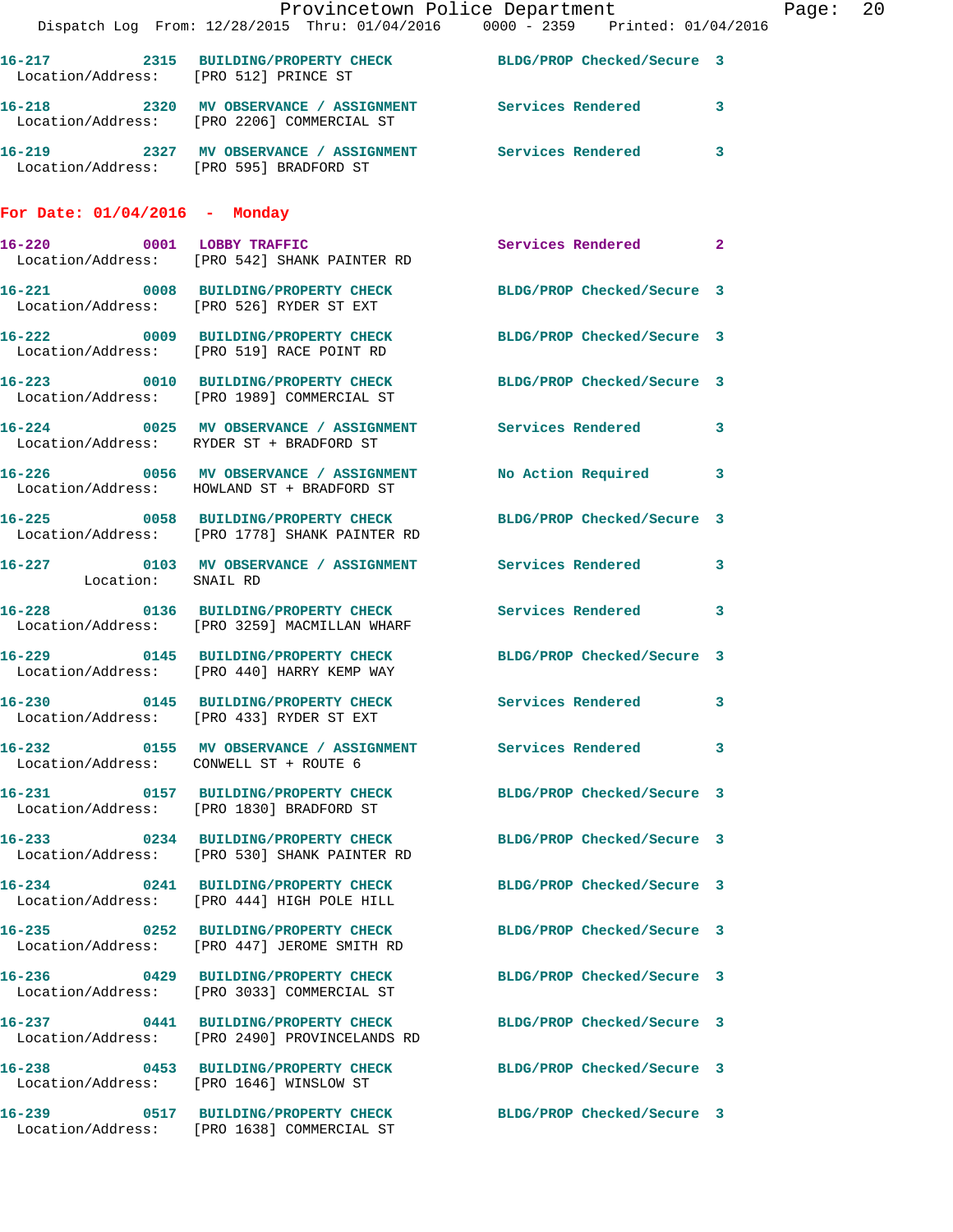16-217 2315 BUILDING/PROPERTY CHECK BLDG/PROP Checked/Secure 3
Location/Address: [PRO 512] PRINCE ST

16-218 2320 MV OBSERVATION / ASSIGNMENT Services Rendered 3
Location/Address: [PRO 2206] COMMERCIAL ST

16-219 2327 MV OBSERVATION / ASSIGNMENT Services Rendered 3
Location/Address: [PRO 595] BRADFORD ST

## For Date: 01/04/2016 - Monday

16-220 0001 LOBBY TRAFFIC Services Rendered 2
Location/Address: [PRO 542] SHANK PAINTER RD

16-221 0008 BUILDING/PROPERTY CHECK BLDG/PROP Checked/Secure 3
Location/Address: [PRO 526] RYDER ST EXT

16-222 0009 BUILDING/PROPERTY CHECK BLDG/PROP Checked/Secure 3
Location/Address: [PRO 519] RACE POINT RD

16-223 0010 BUILDING/PROPERTY CHECK BLDG/PROP Checked/Secure 3
Location/Address: [PRO 1989] COMMERCIAL ST

16-224 0025 MV OBSERVATION / ASSIGNMENT Services Rendered 3
Location/Address: RYDER ST + BRADFORD ST

16-226 0056 MV OBSERVATION / ASSIGNMENT No Action Required 3
Location/Address: HOWLAND ST + BRADFORD ST

16-225 0058 BUILDING/PROPERTY CHECK BLDG/PROP Checked/Secure 3
Location/Address: [PRO 1778] SHANK PAINTER RD

16-227 0103 MV OBSERVATION / ASSIGNMENT Services Rendered 3
Location: SNAIL RD

16-228 0136 BUILDING/PROPERTY CHECK Services Rendered 3
Location/Address: [PRO 3259] MACMILLAN WHARF

16-229 0145 BUILDING/PROPERTY CHECK BLDG/PROP Checked/Secure 3
Location/Address: [PRO 440] HARRY KEMP WAY

16-230 0145 BUILDING/PROPERTY CHECK Services Rendered 3
Location/Address: [PRO 433] RYDER ST EXT

16-232 0155 MV OBSERVATION / ASSIGNMENT Services Rendered 3
Location/Address: CONWELL ST + ROUTE 6

16-231 0157 BUILDING/PROPERTY CHECK BLDG/PROP Checked/Secure 3
Location/Address: [PRO 1830] BRADFORD ST

16-233 0234 BUILDING/PROPERTY CHECK BLDG/PROP Checked/Secure 3
Location/Address: [PRO 530] SHANK PAINTER RD

16-234 0241 BUILDING/PROPERTY CHECK BLDG/PROP Checked/Secure 3
Location/Address: [PRO 444] HIGH POLE HILL

16-235 0252 BUILDING/PROPERTY CHECK BLDG/PROP Checked/Secure 3
Location/Address: [PRO 447] JEROME SMITH RD

16-236 0429 BUILDING/PROPERTY CHECK BLDG/PROP Checked/Secure 3
Location/Address: [PRO 3033] COMMERCIAL ST

16-237 0441 BUILDING/PROPERTY CHECK BLDG/PROP Checked/Secure 3
Location/Address: [PRO 2490] PROVINCELANDS RD

16-238 0453 BUILDING/PROPERTY CHECK BLDG/PROP Checked/Secure 3
Location/Address: [PRO 1646] WINSLOW ST

16-239 0517 BUILDING/PROPERTY CHECK BLDG/PROP Checked/Secure 3
Location/Address: [PRO 1638] COMMERCIAL ST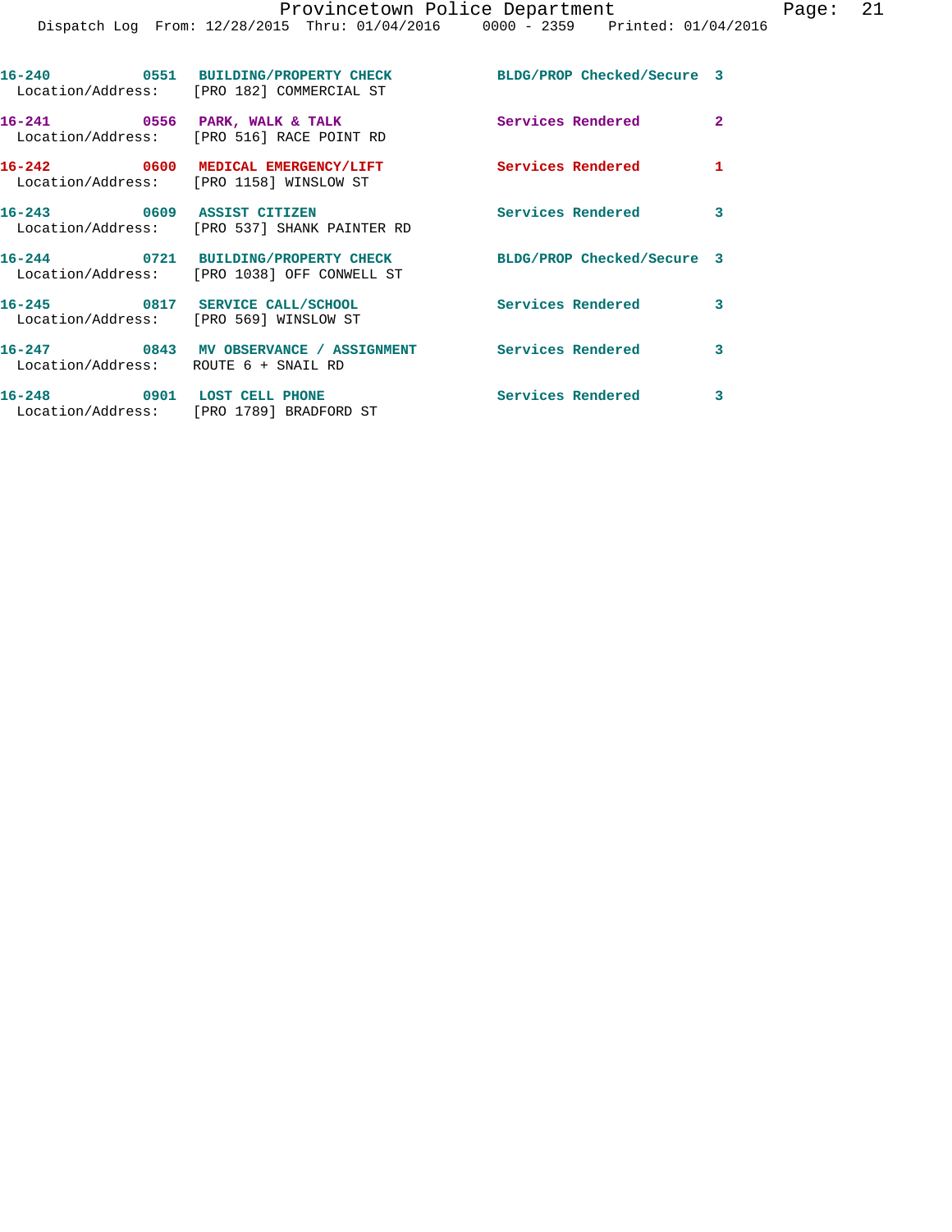| | | | | |
|---|---|---|---|---|
| 16-240 | 0551 | BUILDING/PROPERTY CHECK | BLDG/PROP Checked/Secure | 3 |
| Location/Address: | | [PRO 182] COMMERCIAL ST | | |
| 16-241 | 0556 | PARK, WALK & TALK | Services Rendered | 2 |
| Location/Address: | | [PRO 516] RACE POINT RD | | |
| 16-242 | 0600 | MEDICAL EMERGENCY/LIFT | Services Rendered | 1 |
| Location/Address: | | [PRO 1158] WINSLOW ST | | |
| 16-243 | 0609 | ASSIST CITIZEN | Services Rendered | 3 |
| Location/Address: | | [PRO 537] SHANK PAINTER RD | | |
| 16-244 | 0721 | BUILDING/PROPERTY CHECK | BLDG/PROP Checked/Secure | 3 |
| Location/Address: | | [PRO 1038] OFF CONWELL ST | | |
| 16-245 | 0817 | SERVICE CALL/SCHOOL | Services Rendered | 3 |
| Location/Address: | | [PRO 569] WINSLOW ST | | |
| 16-247 | 0843 | MV OBSERVANCE / ASSIGNMENT | Services Rendered | 3 |
| Location/Address: | | ROUTE 6 + SNAIL RD | | |
| 16-248 | 0901 | LOST CELL PHONE | Services Rendered | 3 |
| Location/Address: | | [PRO 1789] BRADFORD ST | | |